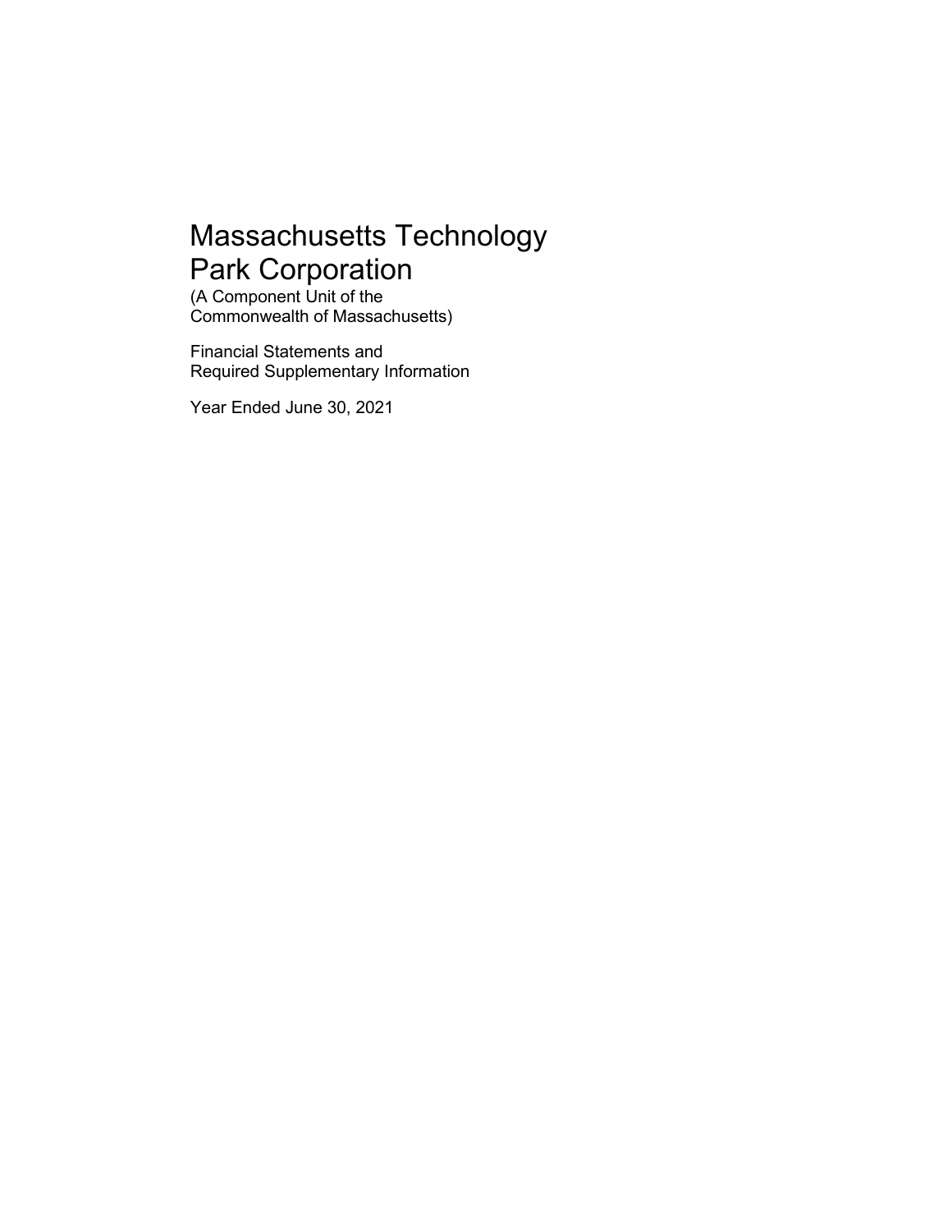# Massachusetts Technology Park Corporation

(A Component Unit of the Commonwealth of Massachusetts)

Financial Statements and Required Supplementary Information

Year Ended June 30, 2021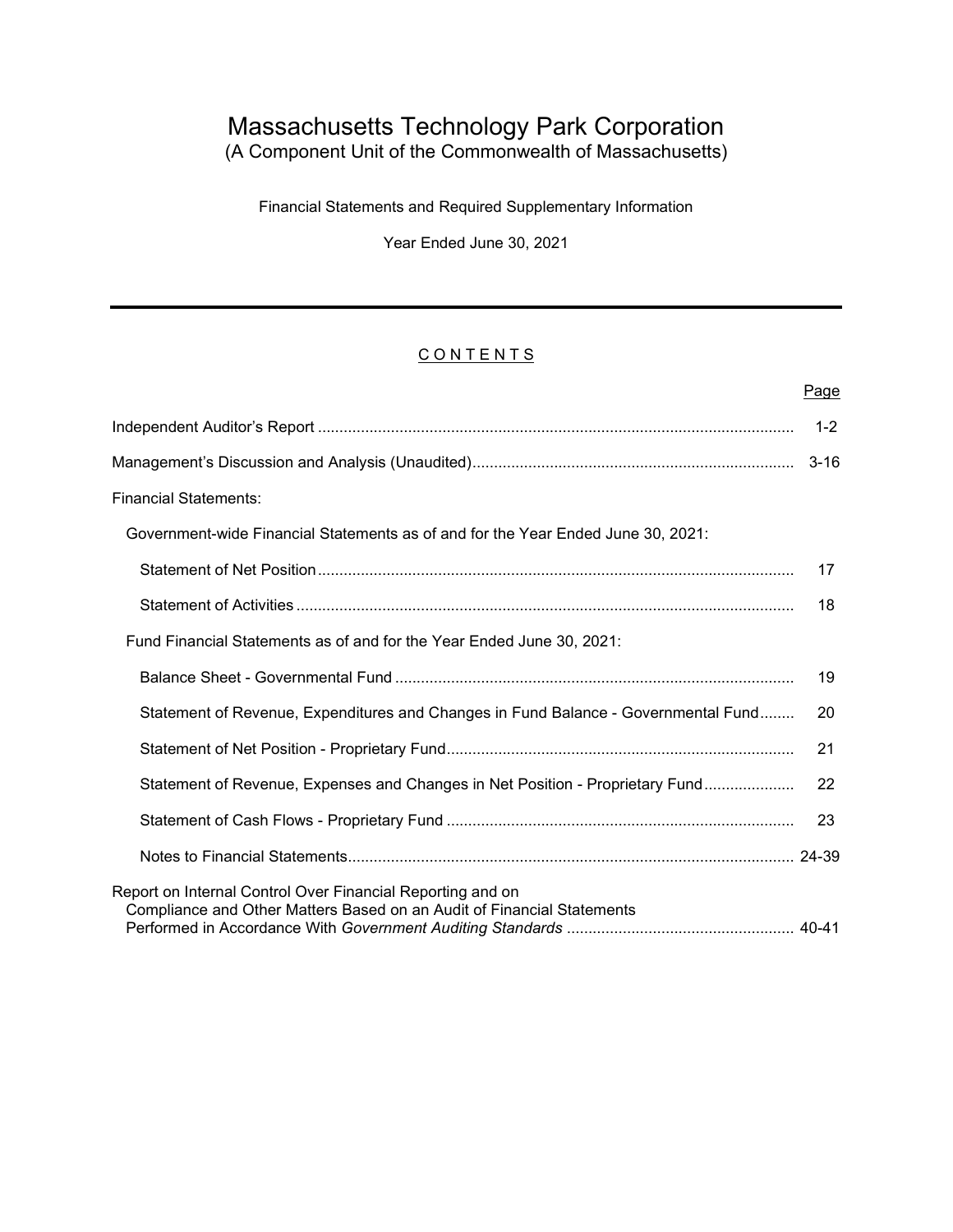# Massachusetts Technology Park Corporation

(A Component Unit of the Commonwealth of Massachusetts)

Financial Statements and Required Supplementary Information

Year Ended June 30, 2021

## CONTENTS

| | Page |
|---|---|
| Independent Auditor's Report | 1-2 |
| Management's Discussion and Analysis (Unaudited) | 3-16 |
| Financial Statements: | |
| Government-wide Financial Statements as of and for the Year Ended June 30, 2021: | |
| Statement of Net Position | 17 |
| Statement of Activities | 18 |
| Fund Financial Statements as of and for the Year Ended June 30, 2021: | |
| Balance Sheet - Governmental Fund | 19 |
| Statement of Revenue, Expenditures and Changes in Fund Balance - Governmental Fund | 20 |
| Statement of Net Position - Proprietary Fund | 21 |
| Statement of Revenue, Expenses and Changes in Net Position - Proprietary Fund | 22 |
| Statement of Cash Flows - Proprietary Fund | 23 |
| Notes to Financial Statements | 24-39 |
| Report on Internal Control Over Financial Reporting and on Compliance and Other Matters Based on an Audit of Financial Statements Performed in Accordance With *Government Auditing Standards* | 40-41 |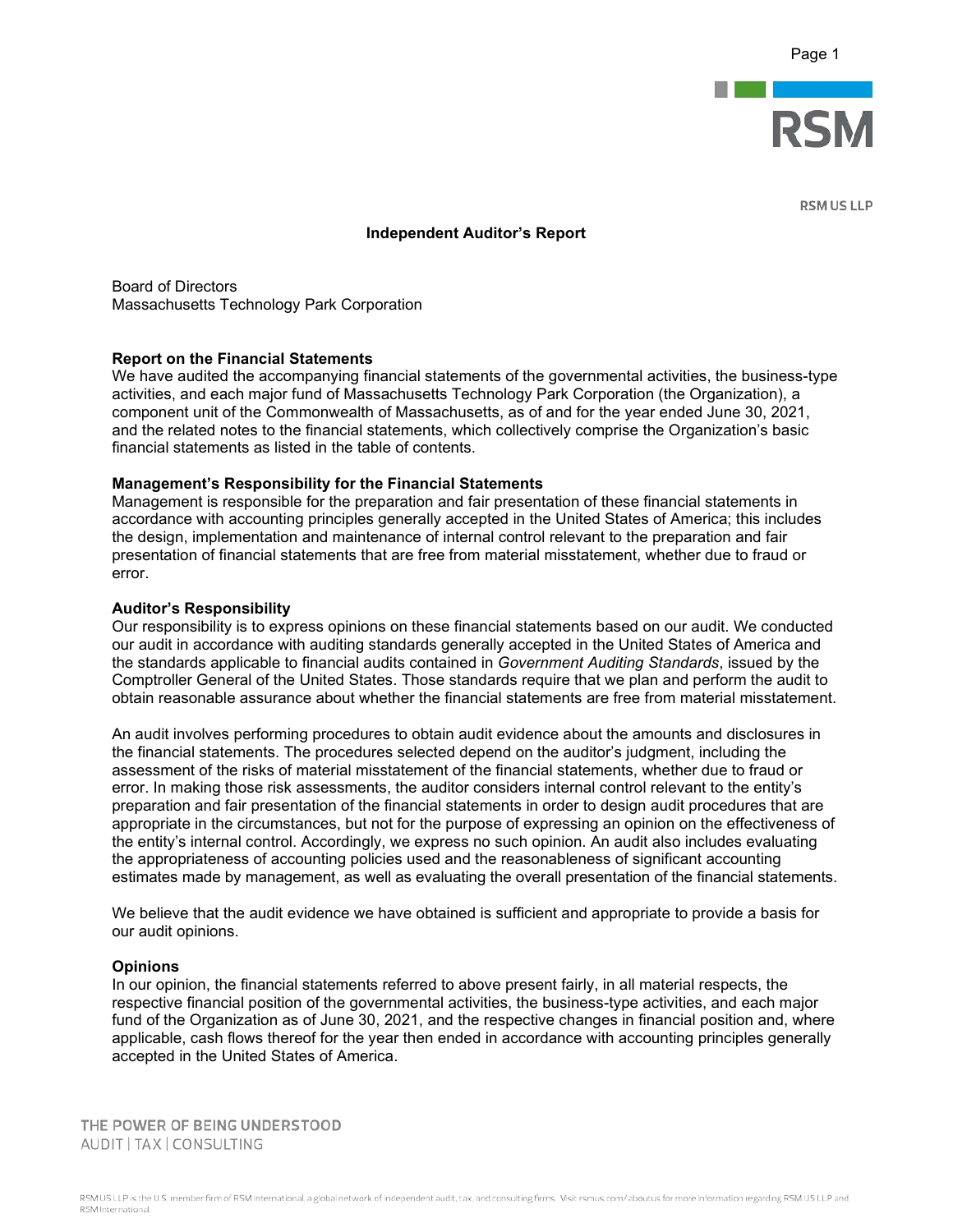RSM US LLP

## Independent Auditor's Report

Board of Directors
Massachusetts Technology Park Corporation

### Report on the Financial Statements

We have audited the accompanying financial statements of the governmental activities, the business-type activities, and each major fund of Massachusetts Technology Park Corporation (the Organization), a component unit of the Commonwealth of Massachusetts, as of and for the year ended June 30, 2021, and the related notes to the financial statements, which collectively comprise the Organization's basic financial statements as listed in the table of contents.

### Management's Responsibility for the Financial Statements

Management is responsible for the preparation and fair presentation of these financial statements in accordance with accounting principles generally accepted in the United States of America; this includes the design, implementation and maintenance of internal control relevant to the preparation and fair presentation of financial statements that are free from material misstatement, whether due to fraud or error.

### Auditor's Responsibility

Our responsibility is to express opinions on these financial statements based on our audit. We conducted our audit in accordance with auditing standards generally accepted in the United States of America and the standards applicable to financial audits contained in *Government Auditing Standards*, issued by the Comptroller General of the United States. Those standards require that we plan and perform the audit to obtain reasonable assurance about whether the financial statements are free from material misstatement.

An audit involves performing procedures to obtain audit evidence about the amounts and disclosures in the financial statements. The procedures selected depend on the auditor's judgment, including the assessment of the risks of material misstatement of the financial statements, whether due to fraud or error. In making those risk assessments, the auditor considers internal control relevant to the entity's preparation and fair presentation of the financial statements in order to design audit procedures that are appropriate in the circumstances, but not for the purpose of expressing an opinion on the effectiveness of the entity's internal control. Accordingly, we express no such opinion. An audit also includes evaluating the appropriateness of accounting policies used and the reasonableness of significant accounting estimates made by management, as well as evaluating the overall presentation of the financial statements.

We believe that the audit evidence we have obtained is sufficient and appropriate to provide a basis for our audit opinions.

### Opinions

In our opinion, the financial statements referred to above present fairly, in all material respects, the respective financial position of the governmental activities, the business-type activities, and each major fund of the Organization as of June 30, 2021, and the respective changes in financial position and, where applicable, cash flows thereof for the year then ended in accordance with accounting principles generally accepted in the United States of America.

THE POWER OF BEING UNDERSTOOD
AUDIT | TAX | CONSULTING

RSM US LLP is the U.S. member firm of RSM International, a global network of independent audit, tax, and consulting firms. Visit rsmus.com/aboutus for more information regarding RSM US LLP and RSM International.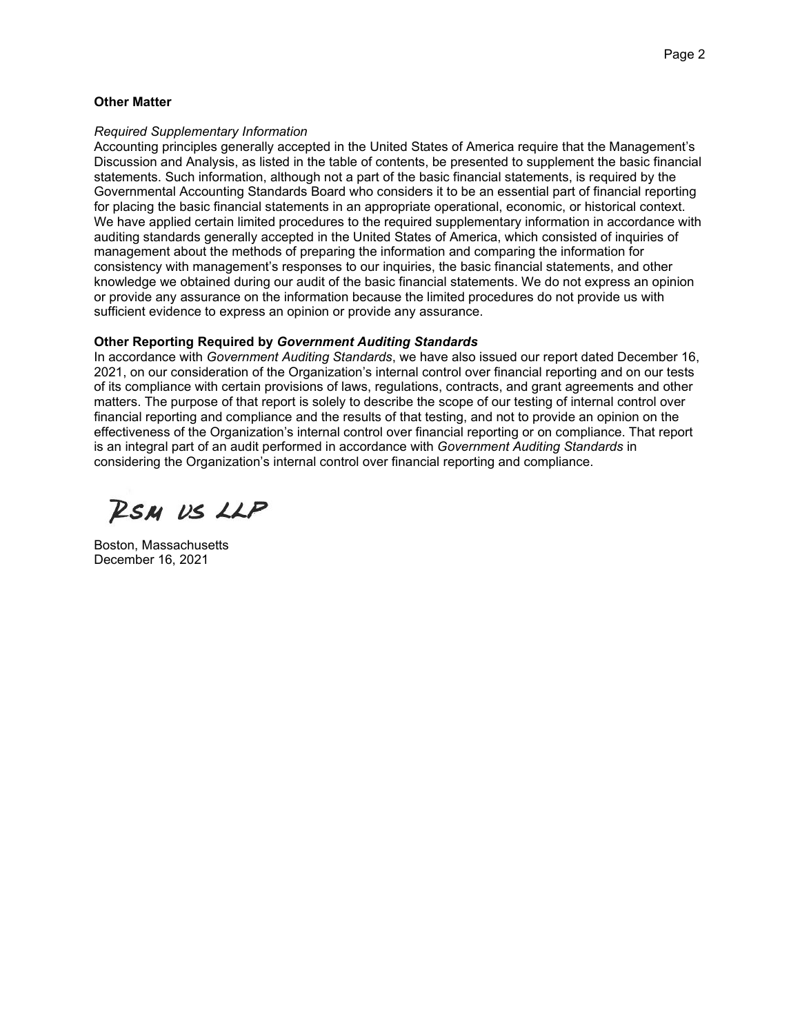**Other Matter**

*Required Supplementary Information*

Accounting principles generally accepted in the United States of America require that the Management's Discussion and Analysis, as listed in the table of contents, be presented to supplement the basic financial statements. Such information, although not a part of the basic financial statements, is required by the Governmental Accounting Standards Board who considers it to be an essential part of financial reporting for placing the basic financial statements in an appropriate operational, economic, or historical context. We have applied certain limited procedures to the required supplementary information in accordance with auditing standards generally accepted in the United States of America, which consisted of inquiries of management about the methods of preparing the information and comparing the information for consistency with management's responses to our inquiries, the basic financial statements, and other knowledge we obtained during our audit of the basic financial statements. We do not express an opinion or provide any assurance on the information because the limited procedures do not provide us with sufficient evidence to express an opinion or provide any assurance.

**Other Reporting Required by *Government Auditing Standards***

In accordance with *Government Auditing Standards*, we have also issued our report dated December 16, 2021, on our consideration of the Organization's internal control over financial reporting and on our tests of its compliance with certain provisions of laws, regulations, contracts, and grant agreements and other matters. The purpose of that report is solely to describe the scope of our testing of internal control over financial reporting and compliance and the results of that testing, and not to provide an opinion on the effectiveness of the Organization's internal control over financial reporting or on compliance. That report is an integral part of an audit performed in accordance with *Government Auditing Standards* in considering the Organization's internal control over financial reporting and compliance.

RSM US LLP

Boston, Massachusetts
December 16, 2021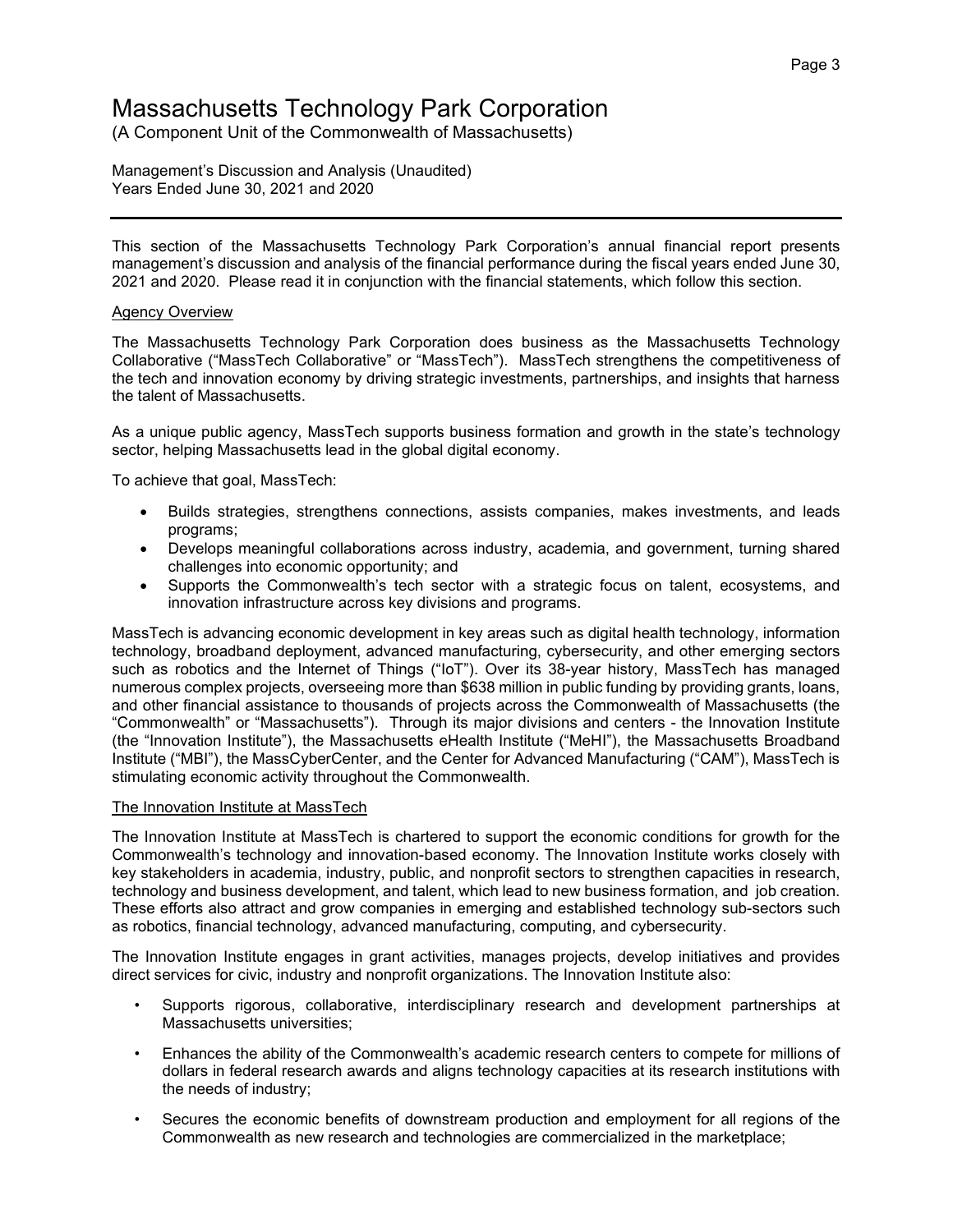# Massachusetts Technology Park Corporation

(A Component Unit of the Commonwealth of Massachusetts)

Management's Discussion and Analysis (Unaudited)
Years Ended June 30, 2021 and 2020

---

This section of the Massachusetts Technology Park Corporation's annual financial report presents management's discussion and analysis of the financial performance during the fiscal years ended June 30, 2021 and 2020. Please read it in conjunction with the financial statements, which follow this section.

<u>Agency Overview</u>

The Massachusetts Technology Park Corporation does business as the Massachusetts Technology Collaborative ("MassTech Collaborative" or "MassTech"). MassTech strengthens the competitiveness of the tech and innovation economy by driving strategic investments, partnerships, and insights that harness the talent of Massachusetts.

As a unique public agency, MassTech supports business formation and growth in the state's technology sector, helping Massachusetts lead in the global digital economy.

To achieve that goal, MassTech:

- Builds strategies, strengthens connections, assists companies, makes investments, and leads programs;
- Develops meaningful collaborations across industry, academia, and government, turning shared challenges into economic opportunity; and
- Supports the Commonwealth's tech sector with a strategic focus on talent, ecosystems, and innovation infrastructure across key divisions and programs.

MassTech is advancing economic development in key areas such as digital health technology, information technology, broadband deployment, advanced manufacturing, cybersecurity, and other emerging sectors such as robotics and the Internet of Things ("IoT"). Over its 38-year history, MassTech has managed numerous complex projects, overseeing more than $638 million in public funding by providing grants, loans, and other financial assistance to thousands of projects across the Commonwealth of Massachusetts (the "Commonwealth" or "Massachusetts"). Through its major divisions and centers - the Innovation Institute (the "Innovation Institute"), the Massachusetts eHealth Institute ("MeHI"), the Massachusetts Broadband Institute ("MBI"), the MassCyberCenter, and the Center for Advanced Manufacturing ("CAM"), MassTech is stimulating economic activity throughout the Commonwealth.

<u>The Innovation Institute at MassTech</u>

The Innovation Institute at MassTech is chartered to support the economic conditions for growth for the Commonwealth's technology and innovation-based economy. The Innovation Institute works closely with key stakeholders in academia, industry, public, and nonprofit sectors to strengthen capacities in research, technology and business development, and talent, which lead to new business formation, and job creation. These efforts also attract and grow companies in emerging and established technology sub-sectors such as robotics, financial technology, advanced manufacturing, computing, and cybersecurity.

The Innovation Institute engages in grant activities, manages projects, develop initiatives and provides direct services for civic, industry and nonprofit organizations. The Innovation Institute also:

- Supports rigorous, collaborative, interdisciplinary research and development partnerships at Massachusetts universities;
- Enhances the ability of the Commonwealth's academic research centers to compete for millions of dollars in federal research awards and aligns technology capacities at its research institutions with the needs of industry;
- Secures the economic benefits of downstream production and employment for all regions of the Commonwealth as new research and technologies are commercialized in the marketplace;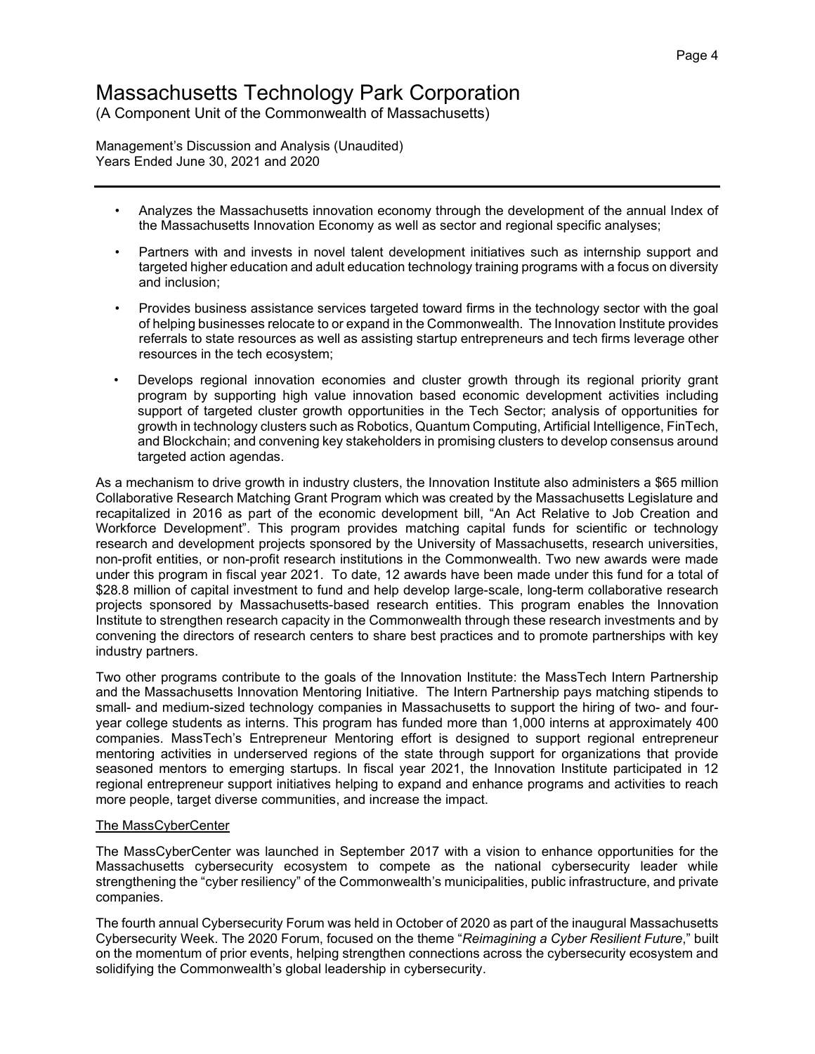- Analyzes the Massachusetts innovation economy through the development of the annual Index of the Massachusetts Innovation Economy as well as sector and regional specific analyses;
- Partners with and invests in novel talent development initiatives such as internship support and targeted higher education and adult education technology training programs with a focus on diversity and inclusion;
- Provides business assistance services targeted toward firms in the technology sector with the goal of helping businesses relocate to or expand in the Commonwealth. The Innovation Institute provides referrals to state resources as well as assisting startup entrepreneurs and tech firms leverage other resources in the tech ecosystem;
- Develops regional innovation economies and cluster growth through its regional priority grant program by supporting high value innovation based economic development activities including support of targeted cluster growth opportunities in the Tech Sector; analysis of opportunities for growth in technology clusters such as Robotics, Quantum Computing, Artificial Intelligence, FinTech, and Blockchain; and convening key stakeholders in promising clusters to develop consensus around targeted action agendas.

As a mechanism to drive growth in industry clusters, the Innovation Institute also administers a $65 million Collaborative Research Matching Grant Program which was created by the Massachusetts Legislature and recapitalized in 2016 as part of the economic development bill, "An Act Relative to Job Creation and Workforce Development". This program provides matching capital funds for scientific or technology research and development projects sponsored by the University of Massachusetts, research universities, non-profit entities, or non-profit research institutions in the Commonwealth. Two new awards were made under this program in fiscal year 2021. To date, 12 awards have been made under this fund for a total of $28.8 million of capital investment to fund and help develop large-scale, long-term collaborative research projects sponsored by Massachusetts-based research entities. This program enables the Innovation Institute to strengthen research capacity in the Commonwealth through these research investments and by convening the directors of research centers to share best practices and to promote partnerships with key industry partners.

Two other programs contribute to the goals of the Innovation Institute: the MassTech Intern Partnership and the Massachusetts Innovation Mentoring Initiative. The Intern Partnership pays matching stipends to small- and medium-sized technology companies in Massachusetts to support the hiring of two- and four-year college students as interns. This program has funded more than 1,000 interns at approximately 400 companies. MassTech's Entrepreneur Mentoring effort is designed to support regional entrepreneur mentoring activities in underserved regions of the state through support for organizations that provide seasoned mentors to emerging startups. In fiscal year 2021, the Innovation Institute participated in 12 regional entrepreneur support initiatives helping to expand and enhance programs and activities to reach more people, target diverse communities, and increase the impact.

### The MassCyberCenter

The MassCyberCenter was launched in September 2017 with a vision to enhance opportunities for the Massachusetts cybersecurity ecosystem to compete as the national cybersecurity leader while strengthening the "cyber resiliency" of the Commonwealth's municipalities, public infrastructure, and private companies.

The fourth annual Cybersecurity Forum was held in October of 2020 as part of the inaugural Massachusetts Cybersecurity Week. The 2020 Forum, focused on the theme "*Reimagining a Cyber Resilient Future*," built on the momentum of prior events, helping strengthen connections across the cybersecurity ecosystem and solidifying the Commonwealth's global leadership in cybersecurity.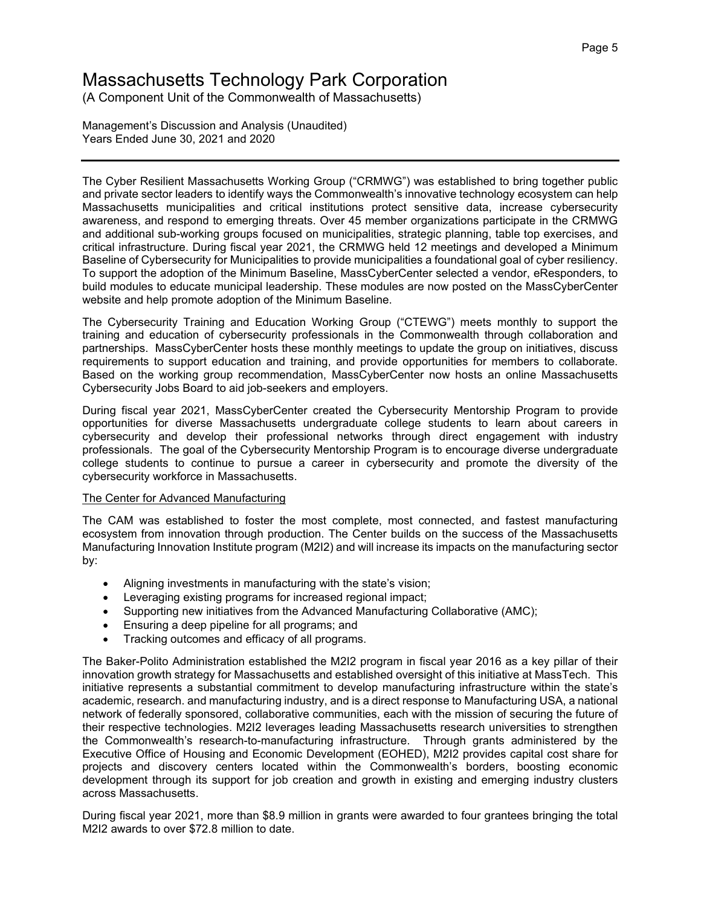# Massachusetts Technology Park Corporation

(A Component Unit of the Commonwealth of Massachusetts)

Management's Discussion and Analysis (Unaudited)
Years Ended June 30, 2021 and 2020

---

The Cyber Resilient Massachusetts Working Group ("CRMWG") was established to bring together public and private sector leaders to identify ways the Commonwealth's innovative technology ecosystem can help Massachusetts municipalities and critical institutions protect sensitive data, increase cybersecurity awareness, and respond to emerging threats. Over 45 member organizations participate in the CRMWG and additional sub-working groups focused on municipalities, strategic planning, table top exercises, and critical infrastructure. During fiscal year 2021, the CRMWG held 12 meetings and developed a Minimum Baseline of Cybersecurity for Municipalities to provide municipalities a foundational goal of cyber resiliency. To support the adoption of the Minimum Baseline, MassCyberCenter selected a vendor, eResponders, to build modules to educate municipal leadership. These modules are now posted on the MassCyberCenter website and help promote adoption of the Minimum Baseline.

The Cybersecurity Training and Education Working Group ("CTEWG") meets monthly to support the training and education of cybersecurity professionals in the Commonwealth through collaboration and partnerships. MassCyberCenter hosts these monthly meetings to update the group on initiatives, discuss requirements to support education and training, and provide opportunities for members to collaborate. Based on the working group recommendation, MassCyberCenter now hosts an online Massachusetts Cybersecurity Jobs Board to aid job-seekers and employers.

During fiscal year 2021, MassCyberCenter created the Cybersecurity Mentorship Program to provide opportunities for diverse Massachusetts undergraduate college students to learn about careers in cybersecurity and develop their professional networks through direct engagement with industry professionals. The goal of the Cybersecurity Mentorship Program is to encourage diverse undergraduate college students to continue to pursue a career in cybersecurity and promote the diversity of the cybersecurity workforce in Massachusetts.

The Center for Advanced Manufacturing

The CAM was established to foster the most complete, most connected, and fastest manufacturing ecosystem from innovation through production. The Center builds on the success of the Massachusetts Manufacturing Innovation Institute program (M2I2) and will increase its impacts on the manufacturing sector by:

- Aligning investments in manufacturing with the state's vision;
- Leveraging existing programs for increased regional impact;
- Supporting new initiatives from the Advanced Manufacturing Collaborative (AMC);
- Ensuring a deep pipeline for all programs; and
- Tracking outcomes and efficacy of all programs.

The Baker-Polito Administration established the M2I2 program in fiscal year 2016 as a key pillar of their innovation growth strategy for Massachusetts and established oversight of this initiative at MassTech. This initiative represents a substantial commitment to develop manufacturing infrastructure within the state's academic, research. and manufacturing industry, and is a direct response to Manufacturing USA, a national network of federally sponsored, collaborative communities, each with the mission of securing the future of their respective technologies. M2I2 leverages leading Massachusetts research universities to strengthen the Commonwealth's research-to-manufacturing infrastructure. Through grants administered by the Executive Office of Housing and Economic Development (EOHED), M2I2 provides capital cost share for projects and discovery centers located within the Commonwealth's borders, boosting economic development through its support for job creation and growth in existing and emerging industry clusters across Massachusetts.

During fiscal year 2021, more than $8.9 million in grants were awarded to four grantees bringing the total M2I2 awards to over $72.8 million to date.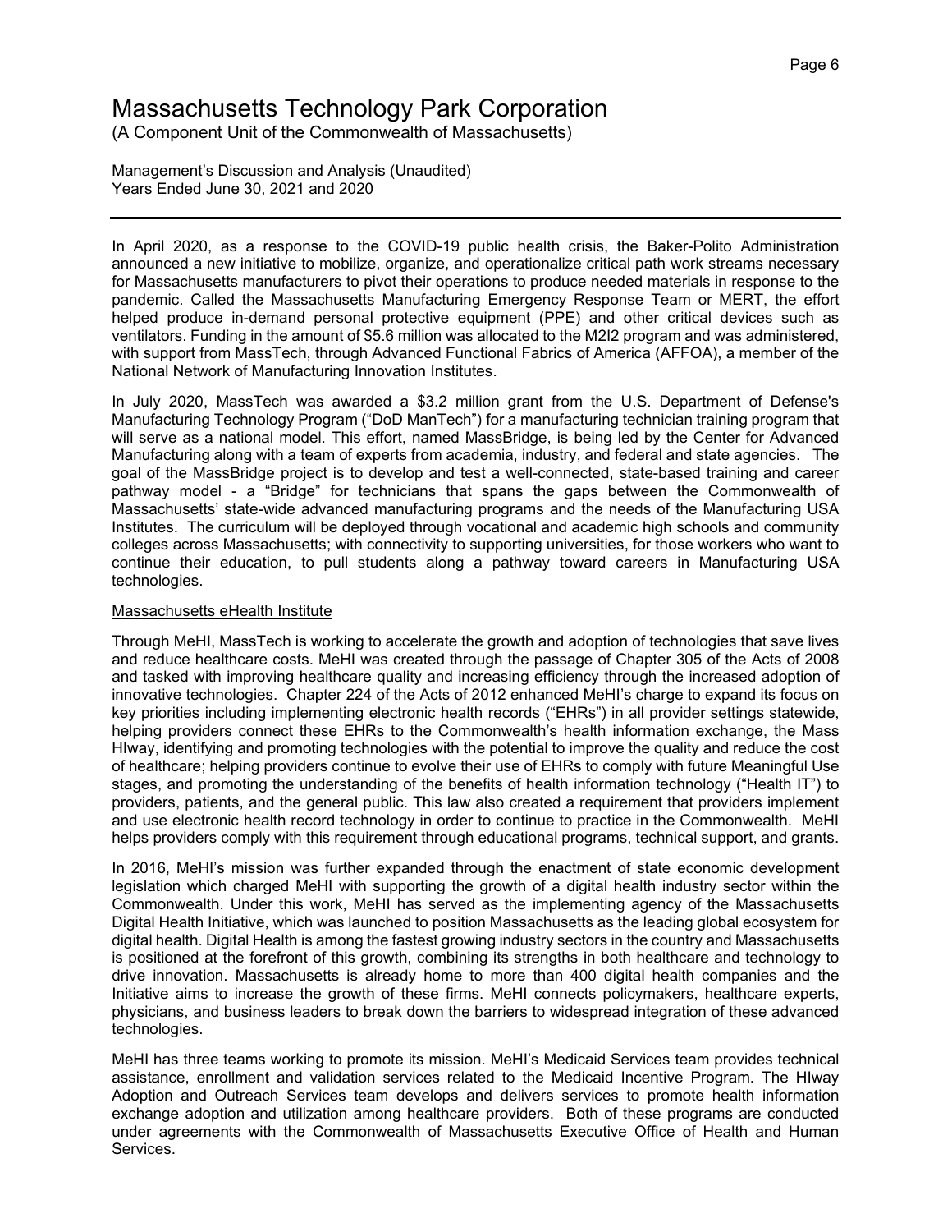In April 2020, as a response to the COVID-19 public health crisis, the Baker-Polito Administration announced a new initiative to mobilize, organize, and operationalize critical path work streams necessary for Massachusetts manufacturers to pivot their operations to produce needed materials in response to the pandemic. Called the Massachusetts Manufacturing Emergency Response Team or MERT, the effort helped produce in-demand personal protective equipment (PPE) and other critical devices such as ventilators. Funding in the amount of $5.6 million was allocated to the M2I2 program and was administered, with support from MassTech, through Advanced Functional Fabrics of America (AFFOA), a member of the National Network of Manufacturing Innovation Institutes.

In July 2020, MassTech was awarded a $3.2 million grant from the U.S. Department of Defense's Manufacturing Technology Program ("DoD ManTech") for a manufacturing technician training program that will serve as a national model. This effort, named MassBridge, is being led by the Center for Advanced Manufacturing along with a team of experts from academia, industry, and federal and state agencies. The goal of the MassBridge project is to develop and test a well-connected, state-based training and career pathway model - a "Bridge" for technicians that spans the gaps between the Commonwealth of Massachusetts' state-wide advanced manufacturing programs and the needs of the Manufacturing USA Institutes. The curriculum will be deployed through vocational and academic high schools and community colleges across Massachusetts; with connectivity to supporting universities, for those workers who want to continue their education, to pull students along a pathway toward careers in Manufacturing USA technologies.

Massachusetts eHealth Institute

Through MeHI, MassTech is working to accelerate the growth and adoption of technologies that save lives and reduce healthcare costs. MeHI was created through the passage of Chapter 305 of the Acts of 2008 and tasked with improving healthcare quality and increasing efficiency through the increased adoption of innovative technologies. Chapter 224 of the Acts of 2012 enhanced MeHI's charge to expand its focus on key priorities including implementing electronic health records ("EHRs") in all provider settings statewide, helping providers connect these EHRs to the Commonwealth's health information exchange, the Mass HIway, identifying and promoting technologies with the potential to improve the quality and reduce the cost of healthcare; helping providers continue to evolve their use of EHRs to comply with future Meaningful Use stages, and promoting the understanding of the benefits of health information technology ("Health IT") to providers, patients, and the general public. This law also created a requirement that providers implement and use electronic health record technology in order to continue to practice in the Commonwealth. MeHI helps providers comply with this requirement through educational programs, technical support, and grants.

In 2016, MeHI's mission was further expanded through the enactment of state economic development legislation which charged MeHI with supporting the growth of a digital health industry sector within the Commonwealth. Under this work, MeHI has served as the implementing agency of the Massachusetts Digital Health Initiative, which was launched to position Massachusetts as the leading global ecosystem for digital health. Digital Health is among the fastest growing industry sectors in the country and Massachusetts is positioned at the forefront of this growth, combining its strengths in both healthcare and technology to drive innovation. Massachusetts is already home to more than 400 digital health companies and the Initiative aims to increase the growth of these firms. MeHI connects policymakers, healthcare experts, physicians, and business leaders to break down the barriers to widespread integration of these advanced technologies.

MeHI has three teams working to promote its mission. MeHI's Medicaid Services team provides technical assistance, enrollment and validation services related to the Medicaid Incentive Program. The HIway Adoption and Outreach Services team develops and delivers services to promote health information exchange adoption and utilization among healthcare providers. Both of these programs are conducted under agreements with the Commonwealth of Massachusetts Executive Office of Health and Human Services.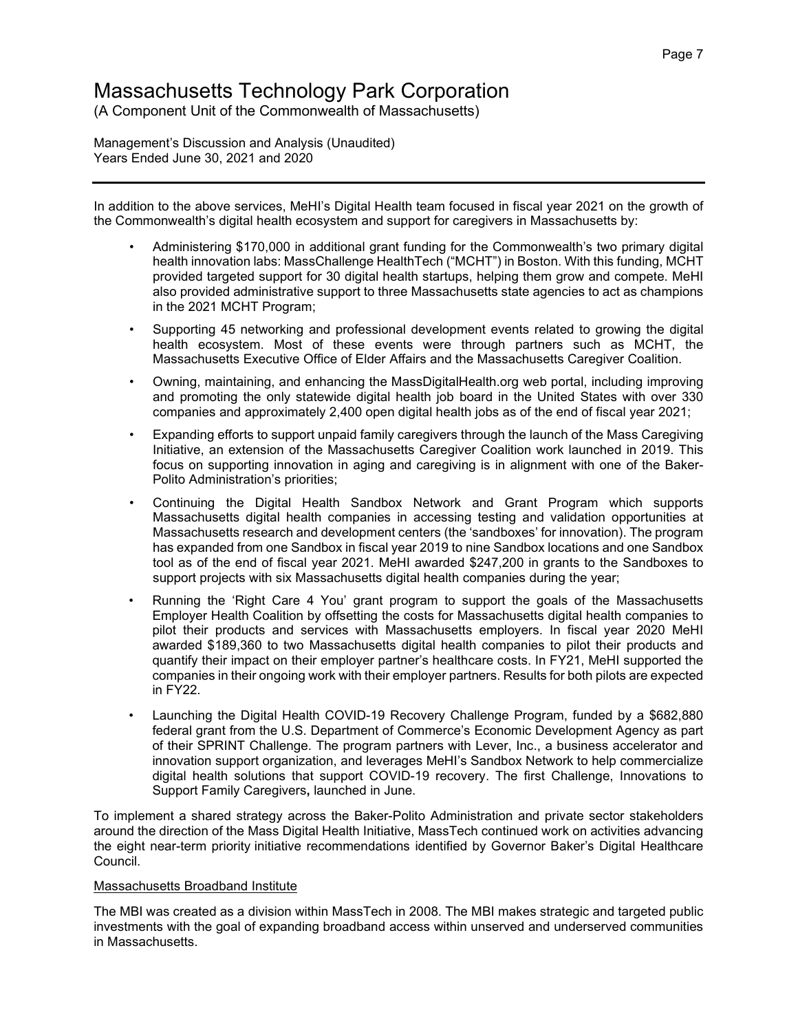# Massachusetts Technology Park Corporation

(A Component Unit of the Commonwealth of Massachusetts)

Management's Discussion and Analysis (Unaudited)
Years Ended June 30, 2021 and 2020

In addition to the above services, MeHI's Digital Health team focused in fiscal year 2021 on the growth of the Commonwealth's digital health ecosystem and support for caregivers in Massachusetts by:

- Administering $170,000 in additional grant funding for the Commonwealth's two primary digital health innovation labs: MassChallenge HealthTech ("MCHT") in Boston. With this funding, MCHT provided targeted support for 30 digital health startups, helping them grow and compete. MeHI also provided administrative support to three Massachusetts state agencies to act as champions in the 2021 MCHT Program;
- Supporting 45 networking and professional development events related to growing the digital health ecosystem. Most of these events were through partners such as MCHT, the Massachusetts Executive Office of Elder Affairs and the Massachusetts Caregiver Coalition.
- Owning, maintaining, and enhancing the MassDigitalHealth.org web portal, including improving and promoting the only statewide digital health job board in the United States with over 330 companies and approximately 2,400 open digital health jobs as of the end of fiscal year 2021;
- Expanding efforts to support unpaid family caregivers through the launch of the Mass Caregiving Initiative, an extension of the Massachusetts Caregiver Coalition work launched in 2019. This focus on supporting innovation in aging and caregiving is in alignment with one of the Baker-Polito Administration's priorities;
- Continuing the Digital Health Sandbox Network and Grant Program which supports Massachusetts digital health companies in accessing testing and validation opportunities at Massachusetts research and development centers (the 'sandboxes' for innovation). The program has expanded from one Sandbox in fiscal year 2019 to nine Sandbox locations and one Sandbox tool as of the end of fiscal year 2021. MeHI awarded $247,200 in grants to the Sandboxes to support projects with six Massachusetts digital health companies during the year;
- Running the 'Right Care 4 You' grant program to support the goals of the Massachusetts Employer Health Coalition by offsetting the costs for Massachusetts digital health companies to pilot their products and services with Massachusetts employers. In fiscal year 2020 MeHI awarded $189,360 to two Massachusetts digital health companies to pilot their products and quantify their impact on their employer partner's healthcare costs. In FY21, MeHI supported the companies in their ongoing work with their employer partners. Results for both pilots are expected in FY22.
- Launching the Digital Health COVID-19 Recovery Challenge Program, funded by a $682,880 federal grant from the U.S. Department of Commerce's Economic Development Agency as part of their SPRINT Challenge. The program partners with Lever, Inc., a business accelerator and innovation support organization, and leverages MeHI's Sandbox Network to help commercialize digital health solutions that support COVID-19 recovery. The first Challenge, Innovations to Support Family Caregivers**,** launched in June.

To implement a shared strategy across the Baker-Polito Administration and private sector stakeholders around the direction of the Mass Digital Health Initiative, MassTech continued work on activities advancing the eight near-term priority initiative recommendations identified by Governor Baker's Digital Healthcare Council.

Massachusetts Broadband Institute

The MBI was created as a division within MassTech in 2008. The MBI makes strategic and targeted public investments with the goal of expanding broadband access within unserved and underserved communities in Massachusetts.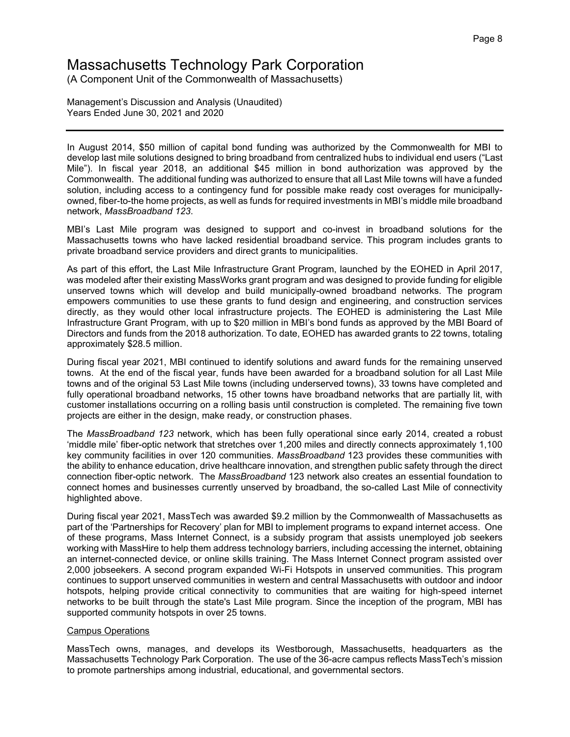In August 2014, $50 million of capital bond funding was authorized by the Commonwealth for MBI to develop last mile solutions designed to bring broadband from centralized hubs to individual end users ("Last Mile"). In fiscal year 2018, an additional $45 million in bond authorization was approved by the Commonwealth. The additional funding was authorized to ensure that all Last Mile towns will have a funded solution, including access to a contingency fund for possible make ready cost overages for municipally-owned, fiber-to-the home projects, as well as funds for required investments in MBI's middle mile broadband network, *MassBroadband 123*.

MBI's Last Mile program was designed to support and co-invest in broadband solutions for the Massachusetts towns who have lacked residential broadband service. This program includes grants to private broadband service providers and direct grants to municipalities.

As part of this effort, the Last Mile Infrastructure Grant Program, launched by the EOHED in April 2017, was modeled after their existing MassWorks grant program and was designed to provide funding for eligible unserved towns which will develop and build municipally-owned broadband networks. The program empowers communities to use these grants to fund design and engineering, and construction services directly, as they would other local infrastructure projects. The EOHED is administering the Last Mile Infrastructure Grant Program, with up to $20 million in MBI's bond funds as approved by the MBI Board of Directors and funds from the 2018 authorization. To date, EOHED has awarded grants to 22 towns, totaling approximately $28.5 million.

During fiscal year 2021, MBI continued to identify solutions and award funds for the remaining unserved towns. At the end of the fiscal year, funds have been awarded for a broadband solution for all Last Mile towns and of the original 53 Last Mile towns (including underserved towns), 33 towns have completed and fully operational broadband networks, 15 other towns have broadband networks that are partially lit, with customer installations occurring on a rolling basis until construction is completed. The remaining five town projects are either in the design, make ready, or construction phases.

The *MassBroadband 123* network, which has been fully operational since early 2014, created a robust 'middle mile' fiber-optic network that stretches over 1,200 miles and directly connects approximately 1,100 key community facilities in over 120 communities. *MassBroadband* 123 provides these communities with the ability to enhance education, drive healthcare innovation, and strengthen public safety through the direct connection fiber-optic network. The *MassBroadband* 123 network also creates an essential foundation to connect homes and businesses currently unserved by broadband, the so-called Last Mile of connectivity highlighted above.

During fiscal year 2021, MassTech was awarded $9.2 million by the Commonwealth of Massachusetts as part of the 'Partnerships for Recovery' plan for MBI to implement programs to expand internet access. One of these programs, Mass Internet Connect, is a subsidy program that assists unemployed job seekers working with MassHire to help them address technology barriers, including accessing the internet, obtaining an internet-connected device, or online skills training. The Mass Internet Connect program assisted over 2,000 jobseekers. A second program expanded Wi-Fi Hotspots in unserved communities. This program continues to support unserved communities in western and central Massachusetts with outdoor and indoor hotspots, helping provide critical connectivity to communities that are waiting for high-speed internet networks to be built through the state's Last Mile program. Since the inception of the program, MBI has supported community hotspots in over 25 towns.

<u>Campus Operations</u>

MassTech owns, manages, and develops its Westborough, Massachusetts, headquarters as the Massachusetts Technology Park Corporation. The use of the 36-acre campus reflects MassTech's mission to promote partnerships among industrial, educational, and governmental sectors.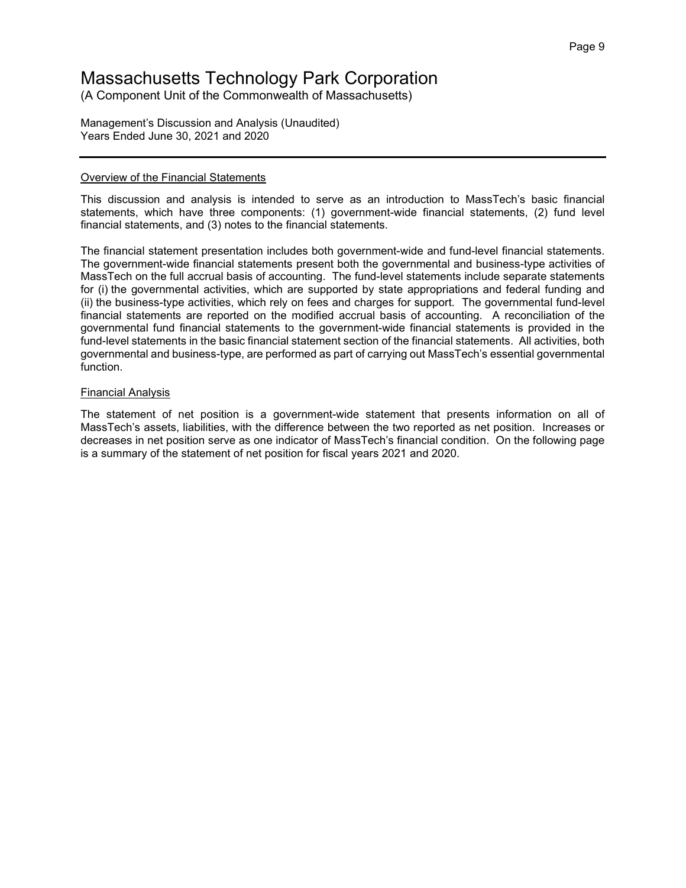## Overview of the Financial Statements

This discussion and analysis is intended to serve as an introduction to MassTech's basic financial statements, which have three components: (1) government-wide financial statements, (2) fund level financial statements, and (3) notes to the financial statements.

The financial statement presentation includes both government-wide and fund-level financial statements. The government-wide financial statements present both the governmental and business-type activities of MassTech on the full accrual basis of accounting. The fund-level statements include separate statements for (i) the governmental activities, which are supported by state appropriations and federal funding and (ii) the business-type activities, which rely on fees and charges for support. The governmental fund-level financial statements are reported on the modified accrual basis of accounting. A reconciliation of the governmental fund financial statements to the government-wide financial statements is provided in the fund-level statements in the basic financial statement section of the financial statements. All activities, both governmental and business-type, are performed as part of carrying out MassTech's essential governmental function.

## Financial Analysis

The statement of net position is a government-wide statement that presents information on all of MassTech's assets, liabilities, with the difference between the two reported as net position. Increases or decreases in net position serve as one indicator of MassTech's financial condition. On the following page is a summary of the statement of net position for fiscal years 2021 and 2020.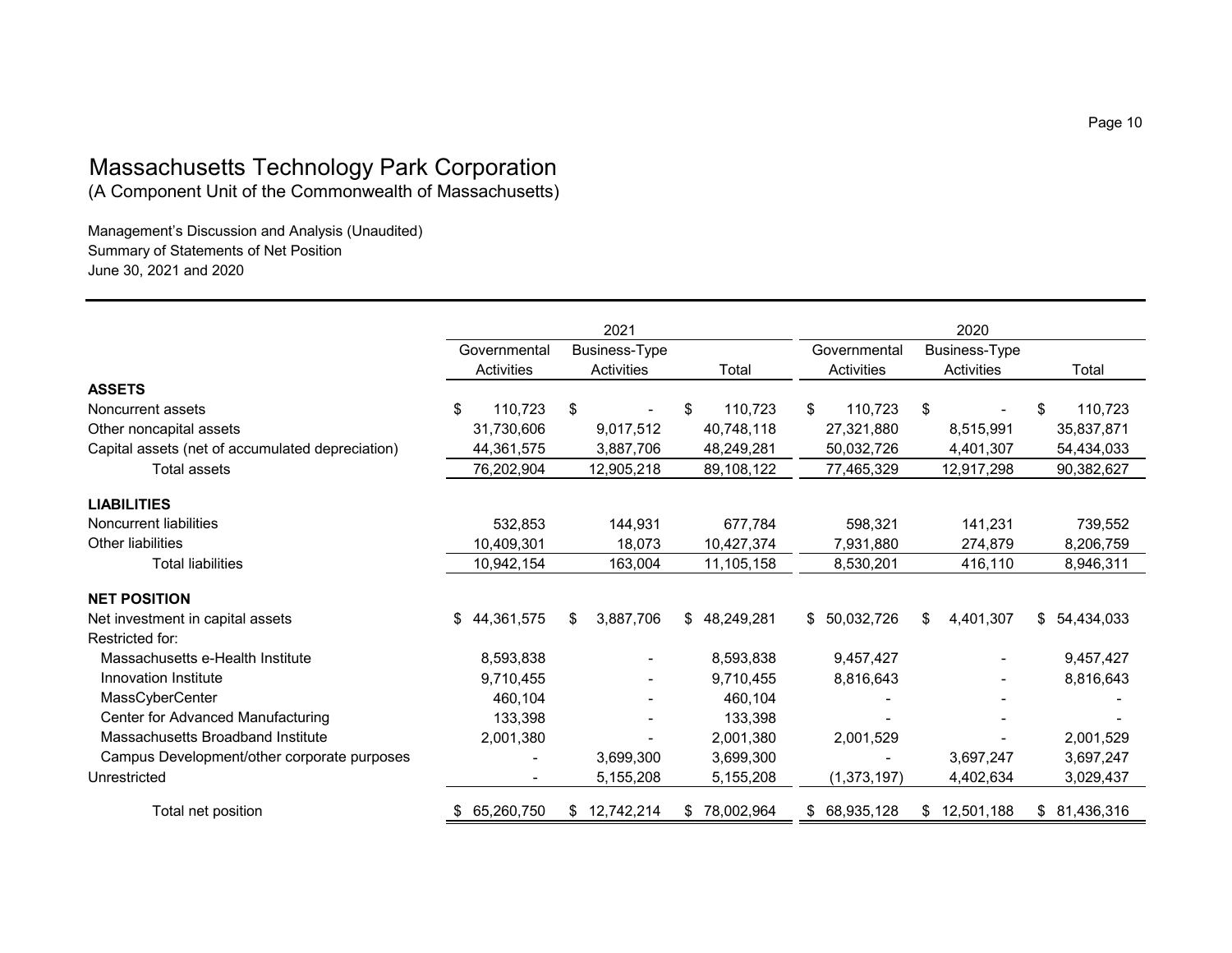# Massachusetts Technology Park Corporation

(A Component Unit of the Commonwealth of Massachusetts)

Management's Discussion and Analysis (Unaudited)
Summary of Statements of Net Position
June 30, 2021 and 2020

| | 2021 | | | 2020 | | |
|---|---|---|---|---|---|---|
| | Governmental Activities | Business-Type Activities | Total | Governmental Activities | Business-Type Activities | Total |
| **ASSETS** | | | | | | |
| Noncurrent assets | $ 110,723 | $ - | $ 110,723 | $ 110,723 | $ - | $ 110,723 |
| Other noncapital assets | 31,730,606 | 9,017,512 | 40,748,118 | 27,321,880 | 8,515,991 | 35,837,871 |
| Capital assets (net of accumulated depreciation) | 44,361,575 | 3,887,706 | 48,249,281 | 50,032,726 | 4,401,307 | 54,434,033 |
| Total assets | 76,202,904 | 12,905,218 | 89,108,122 | 77,465,329 | 12,917,298 | 90,382,627 |
| **LIABILITIES** | | | | | | |
| Noncurrent liabilities | 532,853 | 144,931 | 677,784 | 598,321 | 141,231 | 739,552 |
| Other liabilities | 10,409,301 | 18,073 | 10,427,374 | 7,931,880 | 274,879 | 8,206,759 |
| Total liabilities | 10,942,154 | 163,004 | 11,105,158 | 8,530,201 | 416,110 | 8,946,311 |
| **NET POSITION** | | | | | | |
| Net investment in capital assets | $ 44,361,575 | $ 3,887,706 | $ 48,249,281 | $ 50,032,726 | $ 4,401,307 | $ 54,434,033 |
| Restricted for: | | | | | | |
| Massachusetts e-Health Institute | 8,593,838 | - | 8,593,838 | 9,457,427 | - | 9,457,427 |
| Innovation Institute | 9,710,455 | - | 9,710,455 | 8,816,643 | - | 8,816,643 |
| MassCyberCenter | 460,104 | - | 460,104 | - | - | - |
| Center for Advanced Manufacturing | 133,398 | - | 133,398 | - | - | - |
| Massachusetts Broadband Institute | 2,001,380 | - | 2,001,380 | 2,001,529 | - | 2,001,529 |
| Campus Development/other corporate purposes | - | 3,699,300 | 3,699,300 | - | 3,697,247 | 3,697,247 |
| Unrestricted | - | 5,155,208 | 5,155,208 | (1,373,197) | 4,402,634 | 3,029,437 |
| Total net position | $ 65,260,750 | $ 12,742,214 | $ 78,002,964 | $ 68,935,128 | $ 12,501,188 | $ 81,436,316 |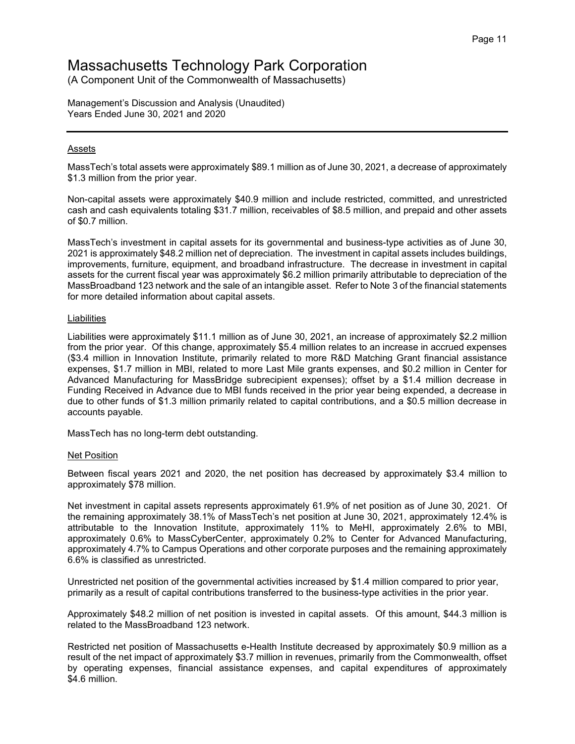# Massachusetts Technology Park Corporation

(A Component Unit of the Commonwealth of Massachusetts)

Management's Discussion and Analysis (Unaudited)
Years Ended June 30, 2021 and 2020

---

## Assets

MassTech's total assets were approximately $89.1 million as of June 30, 2021, a decrease of approximately $1.3 million from the prior year.

Non-capital assets were approximately $40.9 million and include restricted, committed, and unrestricted cash and cash equivalents totaling $31.7 million, receivables of $8.5 million, and prepaid and other assets of $0.7 million.

MassTech's investment in capital assets for its governmental and business-type activities as of June 30, 2021 is approximately $48.2 million net of depreciation. The investment in capital assets includes buildings, improvements, furniture, equipment, and broadband infrastructure. The decrease in investment in capital assets for the current fiscal year was approximately $6.2 million primarily attributable to depreciation of the MassBroadband 123 network and the sale of an intangible asset. Refer to Note 3 of the financial statements for more detailed information about capital assets.

## Liabilities

Liabilities were approximately $11.1 million as of June 30, 2021, an increase of approximately $2.2 million from the prior year. Of this change, approximately $5.4 million relates to an increase in accrued expenses ($3.4 million in Innovation Institute, primarily related to more R&D Matching Grant financial assistance expenses, $1.7 million in MBI, related to more Last Mile grants expenses, and $0.2 million in Center for Advanced Manufacturing for MassBridge subrecipient expenses); offset by a $1.4 million decrease in Funding Received in Advance due to MBI funds received in the prior year being expended, a decrease in due to other funds of $1.3 million primarily related to capital contributions, and a $0.5 million decrease in accounts payable.

MassTech has no long-term debt outstanding.

## Net Position

Between fiscal years 2021 and 2020, the net position has decreased by approximately $3.4 million to approximately $78 million.

Net investment in capital assets represents approximately 61.9% of net position as of June 30, 2021. Of the remaining approximately 38.1% of MassTech's net position at June 30, 2021, approximately 12.4% is attributable to the Innovation Institute, approximately 11% to MeHI, approximately 2.6% to MBI, approximately 0.6% to MassCyberCenter, approximately 0.2% to Center for Advanced Manufacturing, approximately 4.7% to Campus Operations and other corporate purposes and the remaining approximately 6.6% is classified as unrestricted.

Unrestricted net position of the governmental activities increased by $1.4 million compared to prior year, primarily as a result of capital contributions transferred to the business-type activities in the prior year.

Approximately $48.2 million of net position is invested in capital assets. Of this amount, $44.3 million is related to the MassBroadband 123 network.

Restricted net position of Massachusetts e-Health Institute decreased by approximately $0.9 million as a result of the net impact of approximately $3.7 million in revenues, primarily from the Commonwealth, offset by operating expenses, financial assistance expenses, and capital expenditures of approximately $4.6 million.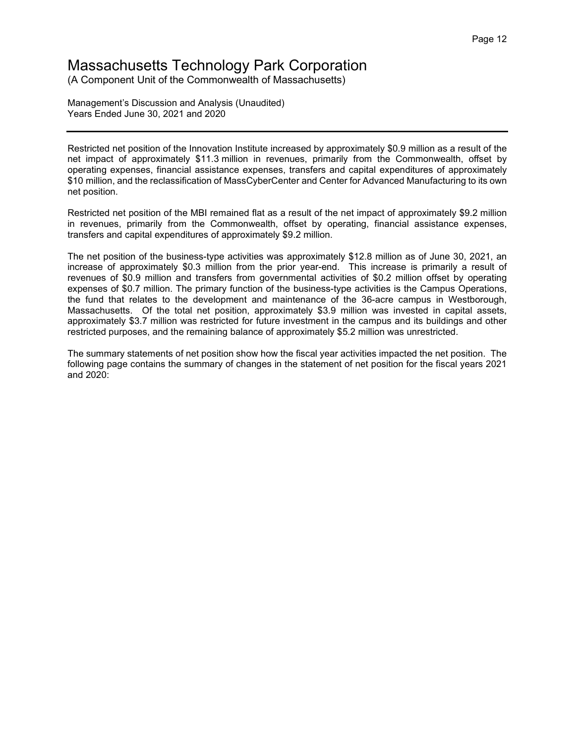Restricted net position of the Innovation Institute increased by approximately $0.9 million as a result of the net impact of approximately $11.3 million in revenues, primarily from the Commonwealth, offset by operating expenses, financial assistance expenses, transfers and capital expenditures of approximately $10 million, and the reclassification of MassCyberCenter and Center for Advanced Manufacturing to its own net position.

Restricted net position of the MBI remained flat as a result of the net impact of approximately $9.2 million in revenues, primarily from the Commonwealth, offset by operating, financial assistance expenses, transfers and capital expenditures of approximately $9.2 million.

The net position of the business-type activities was approximately $12.8 million as of June 30, 2021, an increase of approximately $0.3 million from the prior year-end. This increase is primarily a result of revenues of $0.9 million and transfers from governmental activities of $0.2 million offset by operating expenses of $0.7 million. The primary function of the business-type activities is the Campus Operations, the fund that relates to the development and maintenance of the 36-acre campus in Westborough, Massachusetts. Of the total net position, approximately $3.9 million was invested in capital assets, approximately $3.7 million was restricted for future investment in the campus and its buildings and other restricted purposes, and the remaining balance of approximately $5.2 million was unrestricted.

The summary statements of net position show how the fiscal year activities impacted the net position. The following page contains the summary of changes in the statement of net position for the fiscal years 2021 and 2020: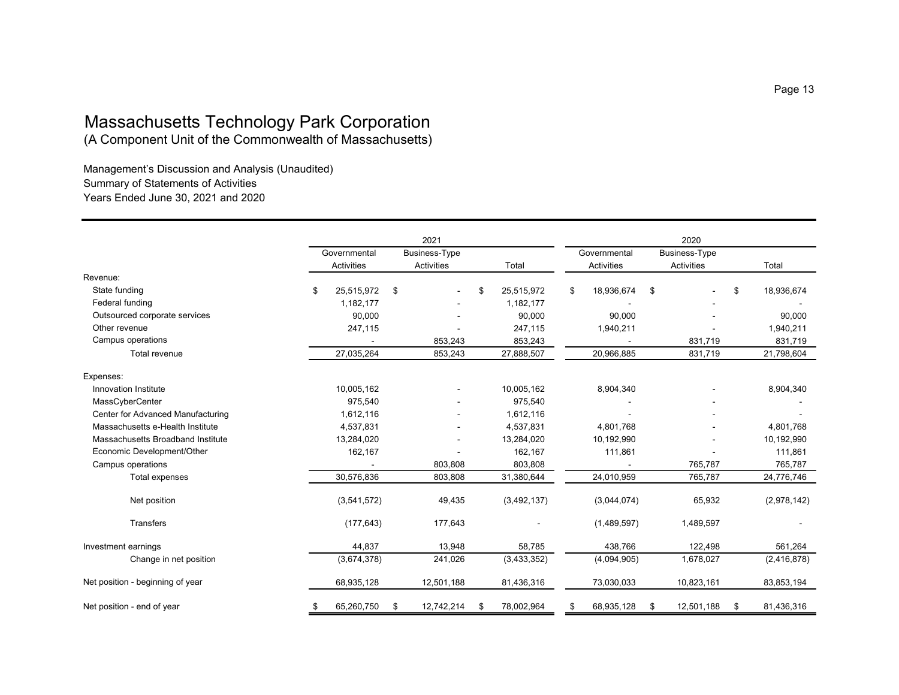# Massachusetts Technology Park Corporation

(A Component Unit of the Commonwealth of Massachusetts)

Management's Discussion and Analysis (Unaudited)
Summary of Statements of Activities
Years Ended June 30, 2021 and 2020

| | 2021 | | | 2020 | | |
|---|---|---|---|---|---|---|
| | Governmental Activities | Business-Type Activities | Total | Governmental Activities | Business-Type Activities | Total |
| Revenue: | | | | | | |
| State funding | $ 25,515,972 | $ - | $ 25,515,972 | $ 18,936,674 | $ - | $ 18,936,674 |
| Federal funding | 1,182,177 | - | 1,182,177 | - | - | - |
| Outsourced corporate services | 90,000 | - | 90,000 | 90,000 | - | 90,000 |
| Other revenue | 247,115 | - | 247,115 | 1,940,211 | - | 1,940,211 |
| Campus operations | - | 853,243 | 853,243 | - | 831,719 | 831,719 |
| Total revenue | 27,035,264 | 853,243 | 27,888,507 | 20,966,885 | 831,719 | 21,798,604 |
| Expenses: | | | | | | |
| Innovation Institute | 10,005,162 | - | 10,005,162 | 8,904,340 | - | 8,904,340 |
| MassCyberCenter | 975,540 | - | 975,540 | - | - | - |
| Center for Advanced Manufacturing | 1,612,116 | - | 1,612,116 | - | - | - |
| Massachusetts e-Health Institute | 4,537,831 | - | 4,537,831 | 4,801,768 | - | 4,801,768 |
| Massachusetts Broadband Institute | 13,284,020 | - | 13,284,020 | 10,192,990 | - | 10,192,990 |
| Economic Development/Other | 162,167 | - | 162,167 | 111,861 | - | 111,861 |
| Campus operations | - | 803,808 | 803,808 | - | 765,787 | 765,787 |
| Total expenses | 30,576,836 | 803,808 | 31,380,644 | 24,010,959 | 765,787 | 24,776,746 |
| Net position | (3,541,572) | 49,435 | (3,492,137) | (3,044,074) | 65,932 | (2,978,142) |
| Transfers | (177,643) | 177,643 | - | (1,489,597) | 1,489,597 | - |
| Investment earnings | 44,837 | 13,948 | 58,785 | 438,766 | 122,498 | 561,264 |
| Change in net position | (3,674,378) | 241,026 | (3,433,352) | (4,094,905) | 1,678,027 | (2,416,878) |
| Net position - beginning of year | 68,935,128 | 12,501,188 | 81,436,316 | 73,030,033 | 10,823,161 | 83,853,194 |
| Net position - end of year | $ 65,260,750 | $ 12,742,214 | $ 78,002,964 | $ 68,935,128 | $ 12,501,188 | $ 81,436,316 |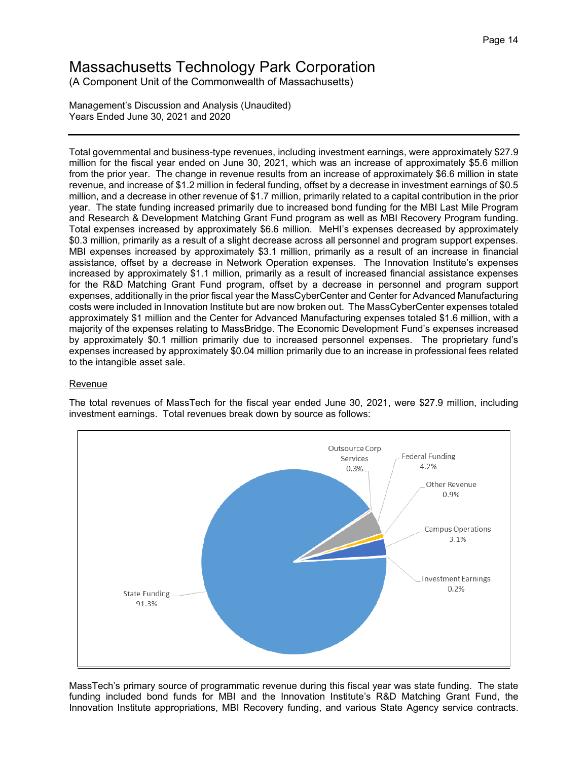# Massachusetts Technology Park Corporation

(A Component Unit of the Commonwealth of Massachusetts)

Management's Discussion and Analysis (Unaudited)
Years Ended June 30, 2021 and 2020

---

Total governmental and business-type revenues, including investment earnings, were approximately $27.9 million for the fiscal year ended on June 30, 2021, which was an increase of approximately $5.6 million from the prior year. The change in revenue results from an increase of approximately $6.6 million in state revenue, and increase of $1.2 million in federal funding, offset by a decrease in investment earnings of $0.5 million, and a decrease in other revenue of $1.7 million, primarily related to a capital contribution in the prior year. The state funding increased primarily due to increased bond funding for the MBI Last Mile Program and Research & Development Matching Grant Fund program as well as MBI Recovery Program funding. Total expenses increased by approximately $6.6 million. MeHI's expenses decreased by approximately $0.3 million, primarily as a result of a slight decrease across all personnel and program support expenses. MBI expenses increased by approximately $3.1 million, primarily as a result of an increase in financial assistance, offset by a decrease in Network Operation expenses. The Innovation Institute's expenses increased by approximately $1.1 million, primarily as a result of increased financial assistance expenses for the R&D Matching Grant Fund program, offset by a decrease in personnel and program support expenses, additionally in the prior fiscal year the MassCyberCenter and Center for Advanced Manufacturing costs were included in Innovation Institute but are now broken out. The MassCyberCenter expenses totaled approximately $1 million and the Center for Advanced Manufacturing expenses totaled $1.6 million, with a majority of the expenses relating to MassBridge. The Economic Development Fund's expenses increased by approximately $0.1 million primarily due to increased personnel expenses. The proprietary fund's expenses increased by approximately $0.04 million primarily due to an increase in professional fees related to the intangible asset sale.

## Revenue

The total revenues of MassTech for the fiscal year ended June 30, 2021, were $27.9 million, including investment earnings. Total revenues break down by source as follows:

| Source | Percentage |
|---|---|
| State Funding | 91.3% |
| Outsource Corp Services | 0.3% |
| Federal Funding | 4.2% |
| Other Revenue | 0.9% |
| Campus Operations | 3.1% |
| Investment Earnings | 0.2% |

MassTech's primary source of programmatic revenue during this fiscal year was state funding. The state funding included bond funds for MBI and the Innovation Institute's R&D Matching Grant Fund, the Innovation Institute appropriations, MBI Recovery funding, and various State Agency service contracts.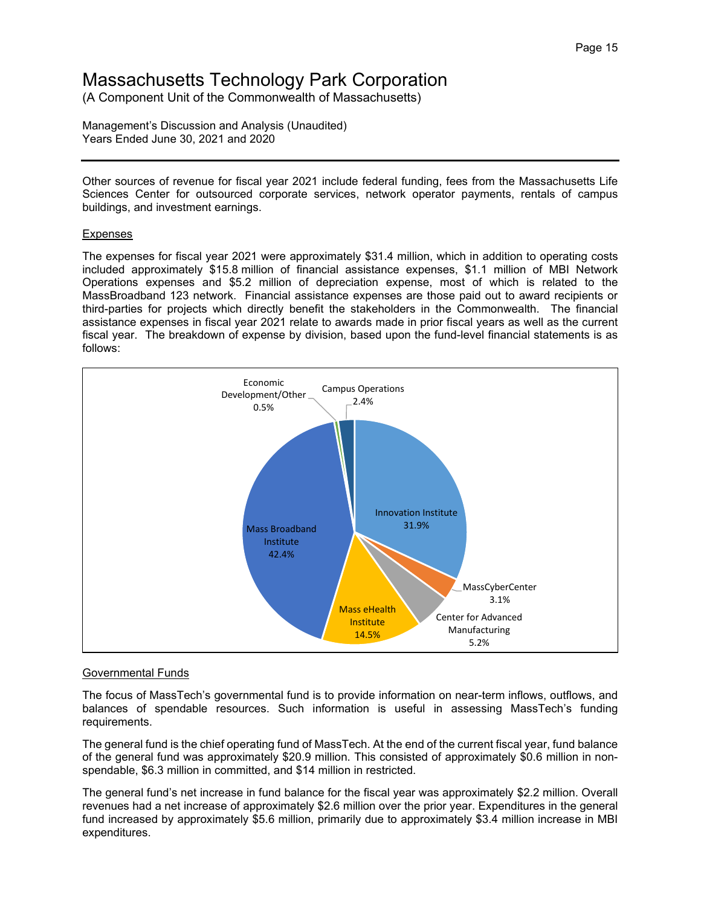Other sources of revenue for fiscal year 2021 include federal funding, fees from the Massachusetts Life Sciences Center for outsourced corporate services, network operator payments, rentals of campus buildings, and investment earnings.

## Expenses

The expenses for fiscal year 2021 were approximately $31.4 million, which in addition to operating costs included approximately $15.8 million of financial assistance expenses, $1.1 million of MBI Network Operations expenses and $5.2 million of depreciation expense, most of which is related to the MassBroadband 123 network. Financial assistance expenses are those paid out to award recipients or third-parties for projects which directly benefit the stakeholders in the Commonwealth. The financial assistance expenses in fiscal year 2021 relate to awards made in prior fiscal years as well as the current fiscal year. The breakdown of expense by division, based upon the fund-level financial statements is as follows:

| Division | Percentage |
|---|---|
| Innovation Institute | 31.9% |
| MassCyberCenter | 3.1% |
| Center for Advanced Manufacturing | 5.2% |
| Mass eHealth Institute | 14.5% |
| Mass Broadband Institute | 42.4% |
| Economic Development/Other | 0.5% |
| Campus Operations | 2.4% |

## Governmental Funds

The focus of MassTech's governmental fund is to provide information on near-term inflows, outflows, and balances of spendable resources. Such information is useful in assessing MassTech's funding requirements.

The general fund is the chief operating fund of MassTech. At the end of the current fiscal year, fund balance of the general fund was approximately $20.9 million. This consisted of approximately $0.6 million in non-spendable, $6.3 million in committed, and $14 million in restricted.

The general fund's net increase in fund balance for the fiscal year was approximately $2.2 million. Overall revenues had a net increase of approximately $2.6 million over the prior year. Expenditures in the general fund increased by approximately $5.6 million, primarily due to approximately $3.4 million increase in MBI expenditures.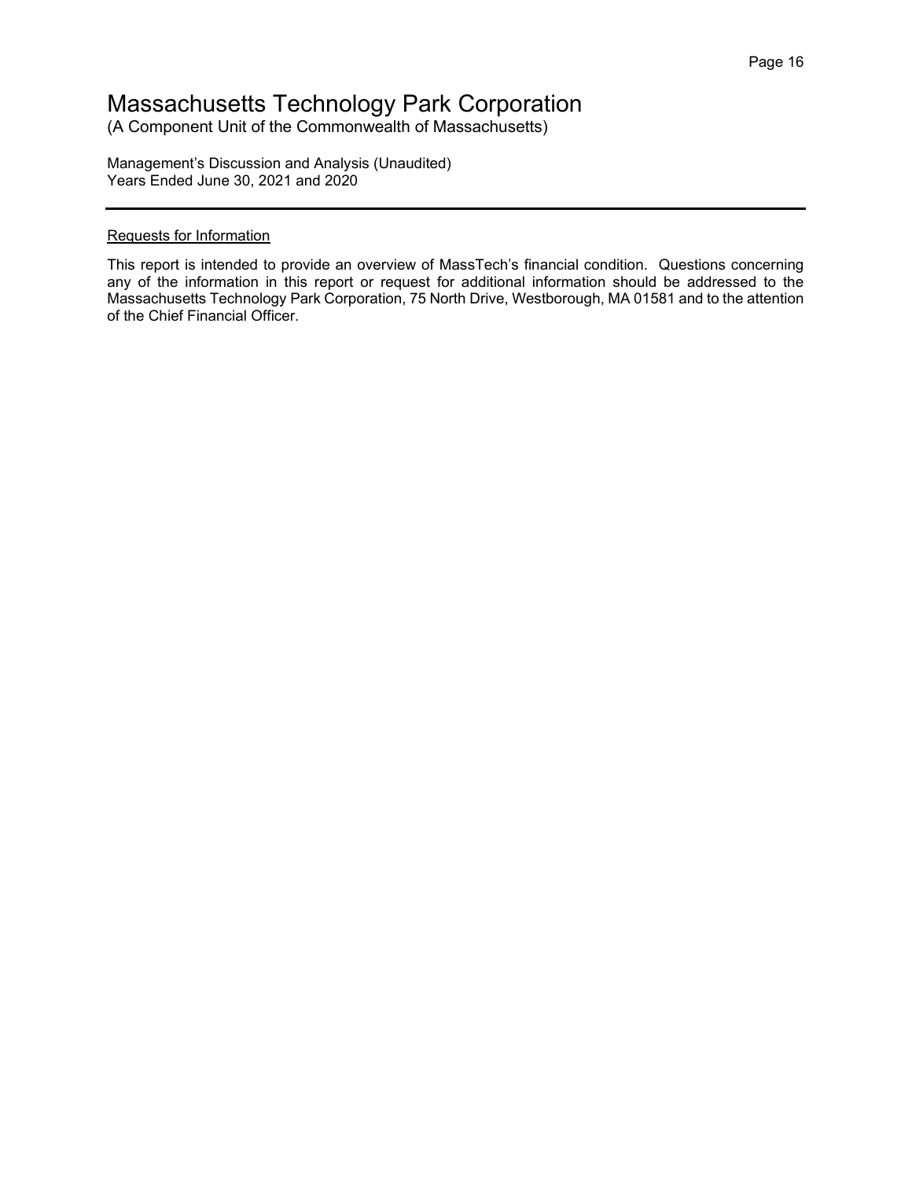# Massachusetts Technology Park Corporation

(A Component Unit of the Commonwealth of Massachusetts)

Management's Discussion and Analysis (Unaudited)
Years Ended June 30, 2021 and 2020

---

Requests for Information

This report is intended to provide an overview of MassTech's financial condition. Questions concerning any of the information in this report or request for additional information should be addressed to the Massachusetts Technology Park Corporation, 75 North Drive, Westborough, MA 01581 and to the attention of the Chief Financial Officer.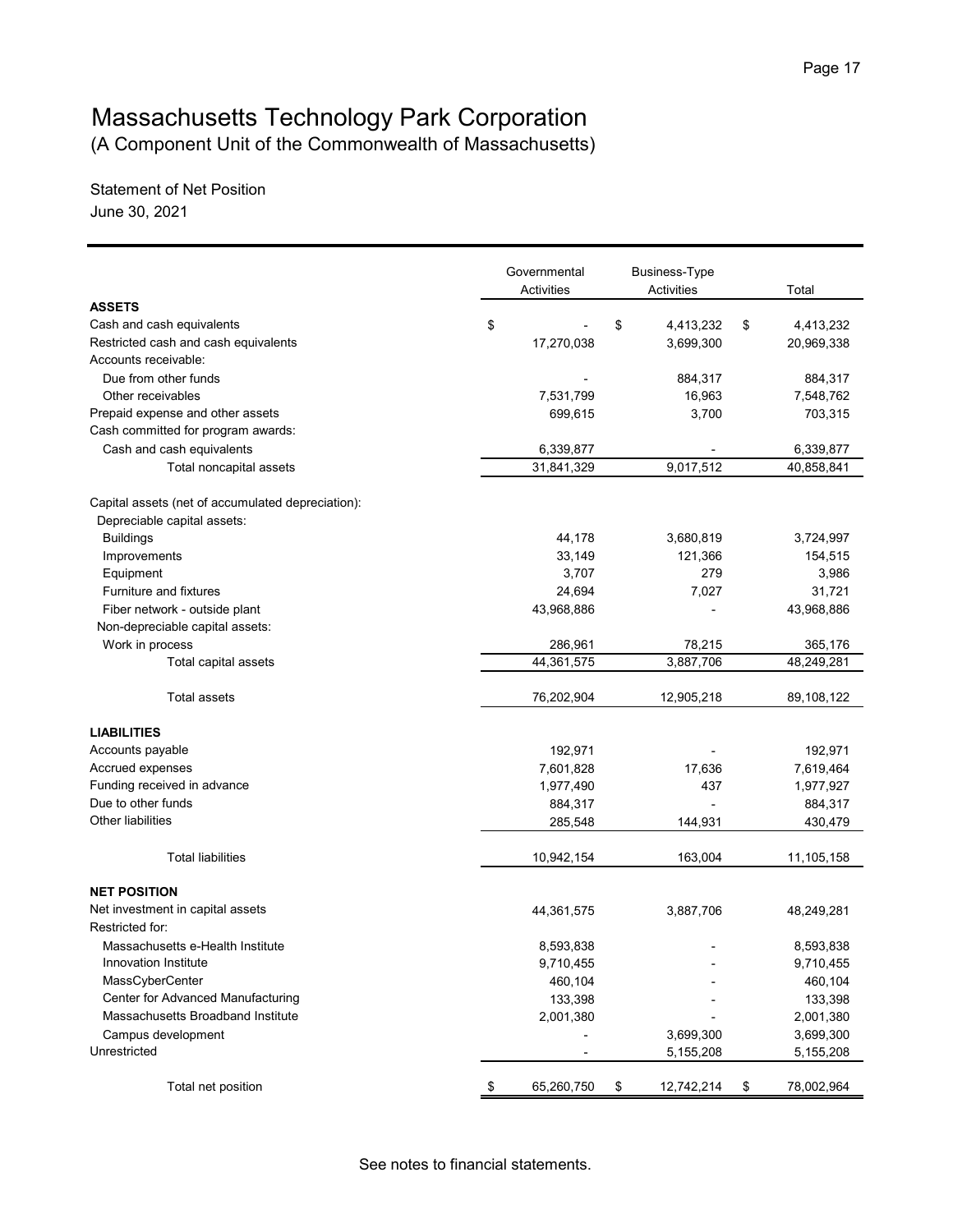# Massachusetts Technology Park Corporation

(A Component Unit of the Commonwealth of Massachusetts)

Statement of Net Position

June 30, 2021

| | Governmental Activities | Business-Type Activities | Total |
|---|---|---|---|
| **ASSETS** | | | |
| Cash and cash equivalents | $ - | $ 4,413,232 | $ 4,413,232 |
| Restricted cash and cash equivalents | 17,270,038 | 3,699,300 | 20,969,338 |
| Accounts receivable: | | | |
| Due from other funds | - | 884,317 | 884,317 |
| Other receivables | 7,531,799 | 16,963 | 7,548,762 |
| Prepaid expense and other assets | 699,615 | 3,700 | 703,315 |
| Cash committed for program awards: | | | |
| Cash and cash equivalents | 6,339,877 | - | 6,339,877 |
| Total noncapital assets | 31,841,329 | 9,017,512 | 40,858,841 |
| Capital assets (net of accumulated depreciation): | | | |
| Depreciable capital assets: | | | |
| Buildings | 44,178 | 3,680,819 | 3,724,997 |
| Improvements | 33,149 | 121,366 | 154,515 |
| Equipment | 3,707 | 279 | 3,986 |
| Furniture and fixtures | 24,694 | 7,027 | 31,721 |
| Fiber network - outside plant | 43,968,886 | - | 43,968,886 |
| Non-depreciable capital assets: | | | |
| Work in process | 286,961 | 78,215 | 365,176 |
| Total capital assets | 44,361,575 | 3,887,706 | 48,249,281 |
| Total assets | 76,202,904 | 12,905,218 | 89,108,122 |
| **LIABILITIES** | | | |
| Accounts payable | 192,971 | - | 192,971 |
| Accrued expenses | 7,601,828 | 17,636 | 7,619,464 |
| Funding received in advance | 1,977,490 | 437 | 1,977,927 |
| Due to other funds | 884,317 | - | 884,317 |
| Other liabilities | 285,548 | 144,931 | 430,479 |
| Total liabilities | 10,942,154 | 163,004 | 11,105,158 |
| **NET POSITION** | | | |
| Net investment in capital assets | 44,361,575 | 3,887,706 | 48,249,281 |
| Restricted for: | | | |
| Massachusetts e-Health Institute | 8,593,838 | - | 8,593,838 |
| Innovation Institute | 9,710,455 | - | 9,710,455 |
| MassCyberCenter | 460,104 | - | 460,104 |
| Center for Advanced Manufacturing | 133,398 | - | 133,398 |
| Massachusetts Broadband Institute | 2,001,380 | - | 2,001,380 |
| Campus development | - | 3,699,300 | 3,699,300 |
| Unrestricted | - | 5,155,208 | 5,155,208 |
| Total net position | $ 65,260,750 | $ 12,742,214 | $ 78,002,964 |

See notes to financial statements.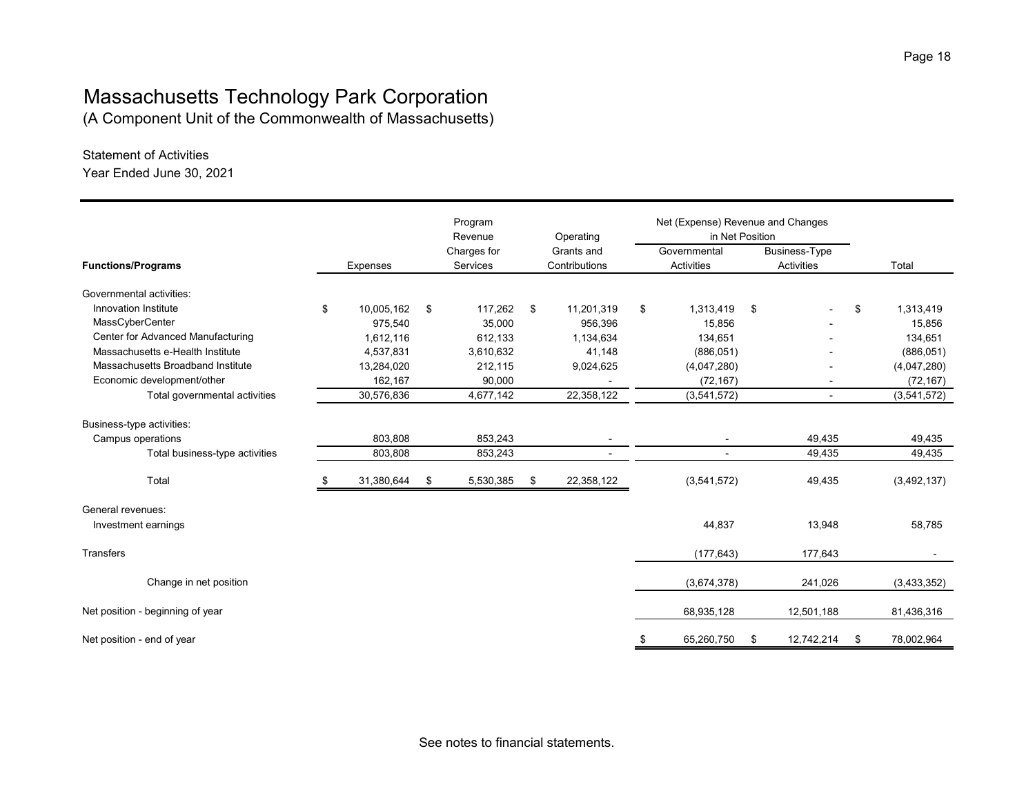# Massachusetts Technology Park Corporation

(A Component Unit of the Commonwealth of Massachusetts)

Statement of Activities

Year Ended June 30, 2021

| Functions/Programs | Expenses | Program Revenue Charges for Services | Operating Grants and Contributions | Net (Expense) Revenue and Changes in Net Position Governmental Activities | Business-Type Activities | Total |
|---|---|---|---|---|---|---|
| Governmental activities: | | | | | | |
| Innovation Institute | $ 10,005,162 | $ 117,262 | $ 11,201,319 | $ 1,313,419 | $ - | $ 1,313,419 |
| MassCyberCenter | 975,540 | 35,000 | 956,396 | 15,856 | - | 15,856 |
| Center for Advanced Manufacturing | 1,612,116 | 612,133 | 1,134,634 | 134,651 | - | 134,651 |
| Massachusetts e-Health Institute | 4,537,831 | 3,610,632 | 41,148 | (886,051) | - | (886,051) |
| Massachusetts Broadband Institute | 13,284,020 | 212,115 | 9,024,625 | (4,047,280) | - | (4,047,280) |
| Economic development/other | 162,167 | 90,000 | - | (72,167) | - | (72,167) |
| Total governmental activities | 30,576,836 | 4,677,142 | 22,358,122 | (3,541,572) | - | (3,541,572) |
| Business-type activities: | | | | | | |
| Campus operations | 803,808 | 853,243 | - | - | 49,435 | 49,435 |
| Total business-type activities | 803,808 | 853,243 | - | - | 49,435 | 49,435 |
| Total | $ 31,380,644 | $ 5,530,385 | $ 22,358,122 | (3,541,572) | 49,435 | (3,492,137) |
| General revenues: | | | | | | |
| Investment earnings | | | | 44,837 | 13,948 | 58,785 |
| Transfers | | | | (177,643) | 177,643 | - |
| Change in net position | | | | (3,674,378) | 241,026 | (3,433,352) |
| Net position - beginning of year | | | | 68,935,128 | 12,501,188 | 81,436,316 |
| Net position - end of year | | | | $ 65,260,750 | $ 12,742,214 | $ 78,002,964 |

See notes to financial statements.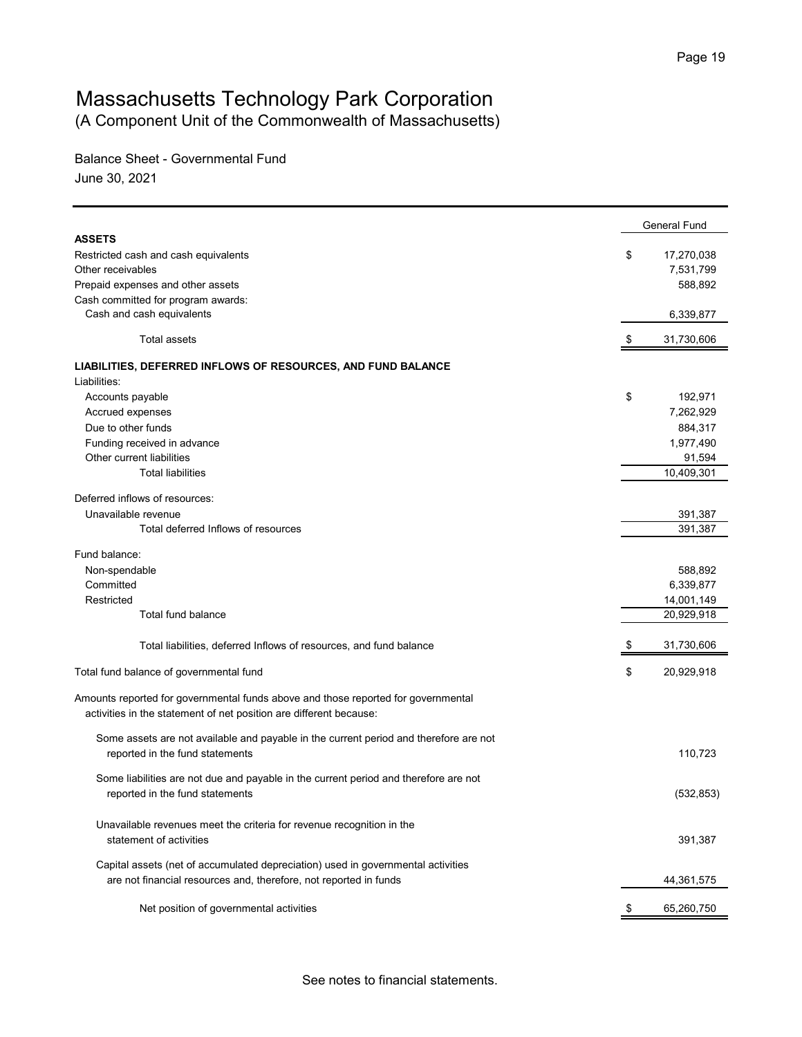# Massachusetts Technology Park Corporation

(A Component Unit of the Commonwealth of Massachusetts)

Balance Sheet - Governmental Fund

June 30, 2021

| | General Fund |
|---|---|
| **ASSETS** | |
| Restricted cash and cash equivalents | $ 17,270,038 |
| Other receivables | 7,531,799 |
| Prepaid expenses and other assets | 588,892 |
| Cash committed for program awards: | |
| Cash and cash equivalents | 6,339,877 |
| Total assets | $ 31,730,606 |
| **LIABILITIES, DEFERRED INFLOWS OF RESOURCES, AND FUND BALANCE** | |
| Liabilities: | |
| Accounts payable | $ 192,971 |
| Accrued expenses | 7,262,929 |
| Due to other funds | 884,317 |
| Funding received in advance | 1,977,490 |
| Other current liabilities | 91,594 |
| Total liabilities | 10,409,301 |
| Deferred inflows of resources: | |
| Unavailable revenue | 391,387 |
| Total deferred Inflows of resources | 391,387 |
| Fund balance: | |
| Non-spendable | 588,892 |
| Committed | 6,339,877 |
| Restricted | 14,001,149 |
| Total fund balance | 20,929,918 |
| Total liabilities, deferred Inflows of resources, and fund balance | $ 31,730,606 |
| Total fund balance of governmental fund | $ 20,929,918 |
| Amounts reported for governmental funds above and those reported for governmental activities in the statement of net position are different because: | |
| Some assets are not available and payable in the current period and therefore are not reported in the fund statements | 110,723 |
| Some liabilities are not due and payable in the current period and therefore are not reported in the fund statements | (532,853) |
| Unavailable revenues meet the criteria for revenue recognition in the statement of activities | 391,387 |
| Capital assets (net of accumulated depreciation) used in governmental activities are not financial resources and, therefore, not reported in funds | 44,361,575 |
| Net position of governmental activities | $ 65,260,750 |

See notes to financial statements.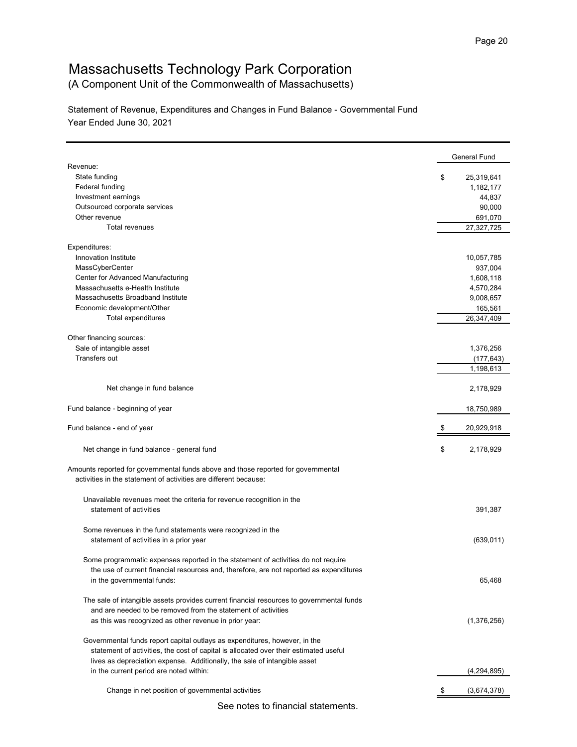# Massachusetts Technology Park Corporation

(A Component Unit of the Commonwealth of Massachusetts)

Statement of Revenue, Expenditures and Changes in Fund Balance - Governmental Fund

Year Ended June 30, 2021

| | General Fund |
|---|---|
| Revenue: | |
| State funding | $ 25,319,641 |
| Federal funding | 1,182,177 |
| Investment earnings | 44,837 |
| Outsourced corporate services | 90,000 |
| Other revenue | 691,070 |
| Total revenues | 27,327,725 |
| Expenditures: | |
| Innovation Institute | 10,057,785 |
| MassCyberCenter | 937,004 |
| Center for Advanced Manufacturing | 1,608,118 |
| Massachusetts e-Health Institute | 4,570,284 |
| Massachusetts Broadband Institute | 9,008,657 |
| Economic development/Other | 165,561 |
| Total expenditures | 26,347,409 |
| Other financing sources: | |
| Sale of intangible asset | 1,376,256 |
| Transfers out | (177,643) |
| | 1,198,613 |
| Net change in fund balance | 2,178,929 |
| Fund balance - beginning of year | 18,750,989 |
| Fund balance - end of year | $ 20,929,918 |
| Net change in fund balance - general fund | $ 2,178,929 |
| Amounts reported for governmental funds above and those reported for governmental activities in the statement of activities are different because: | |
| Unavailable revenues meet the criteria for revenue recognition in the statement of activities | 391,387 |
| Some revenues in the fund statements were recognized in the statement of activities in a prior year | (639,011) |
| Some programmatic expenses reported in the statement of activities do not require the use of current financial resources and, therefore, are not reported as expenditures in the governmental funds: | 65,468 |
| The sale of intangible assets provides current financial resources to governmental funds and are needed to be removed from the statement of activities as this was recognized as other revenue in prior year: | (1,376,256) |
| Governmental funds report capital outlays as expenditures, however, in the statement of activities, the cost of capital is allocated over their estimated useful lives as depreciation expense. Additionally, the sale of intangible asset in the current period are noted within: | (4,294,895) |
| Change in net position of governmental activities | $ (3,674,378) |

See notes to financial statements.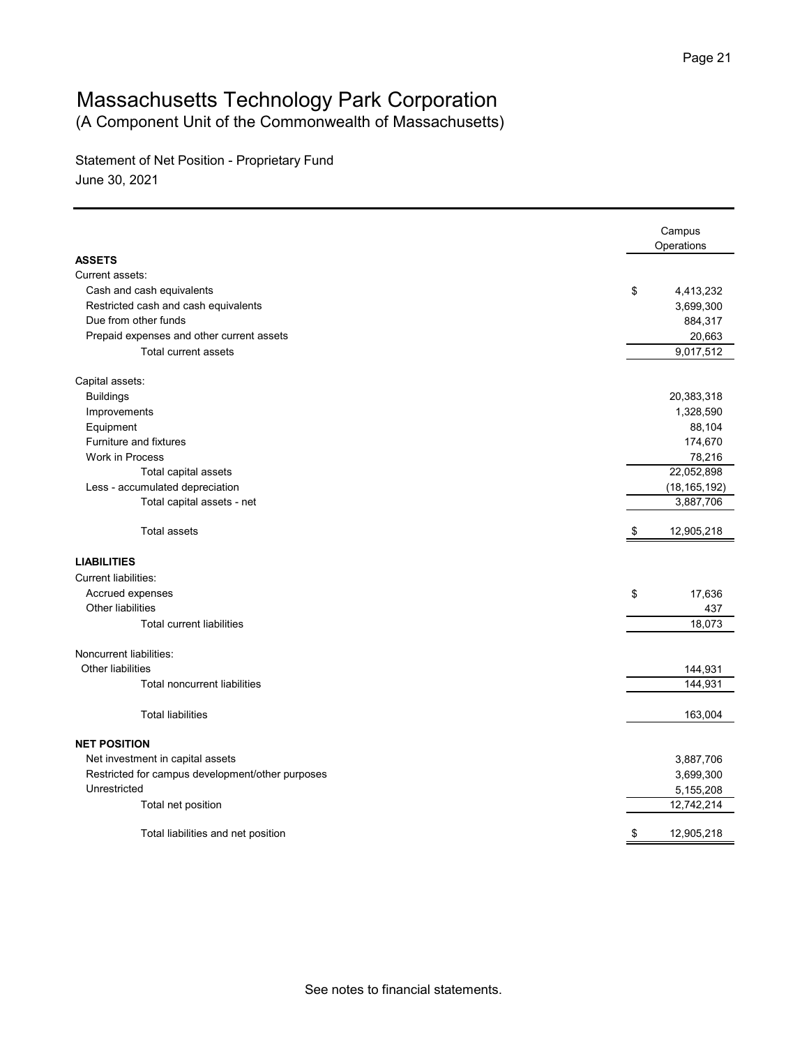# Massachusetts Technology Park Corporation

(A Component Unit of the Commonwealth of Massachusetts)

Statement of Net Position - Proprietary Fund

June 30, 2021

| | Campus Operations |
|---|---|
| **ASSETS** | |
| Current assets: | |
| Cash and cash equivalents | $ 4,413,232 |
| Restricted cash and cash equivalents | 3,699,300 |
| Due from other funds | 884,317 |
| Prepaid expenses and other current assets | 20,663 |
| Total current assets | 9,017,512 |
| Capital assets: | |
| Buildings | 20,383,318 |
| Improvements | 1,328,590 |
| Equipment | 88,104 |
| Furniture and fixtures | 174,670 |
| Work in Process | 78,216 |
| Total capital assets | 22,052,898 |
| Less - accumulated depreciation | (18,165,192) |
| Total capital assets - net | 3,887,706 |
| Total assets | $ 12,905,218 |
| **LIABILITIES** | |
| Current liabilities: | |
| Accrued expenses | $ 17,636 |
| Other liabilities | 437 |
| Total current liabilities | 18,073 |
| Noncurrent liabilities: | |
| Other liabilities | 144,931 |
| Total noncurrent liabilities | 144,931 |
| Total liabilities | 163,004 |
| **NET POSITION** | |
| Net investment in capital assets | 3,887,706 |
| Restricted for campus development/other purposes | 3,699,300 |
| Unrestricted | 5,155,208 |
| Total net position | 12,742,214 |
| Total liabilities and net position | $ 12,905,218 |

See notes to financial statements.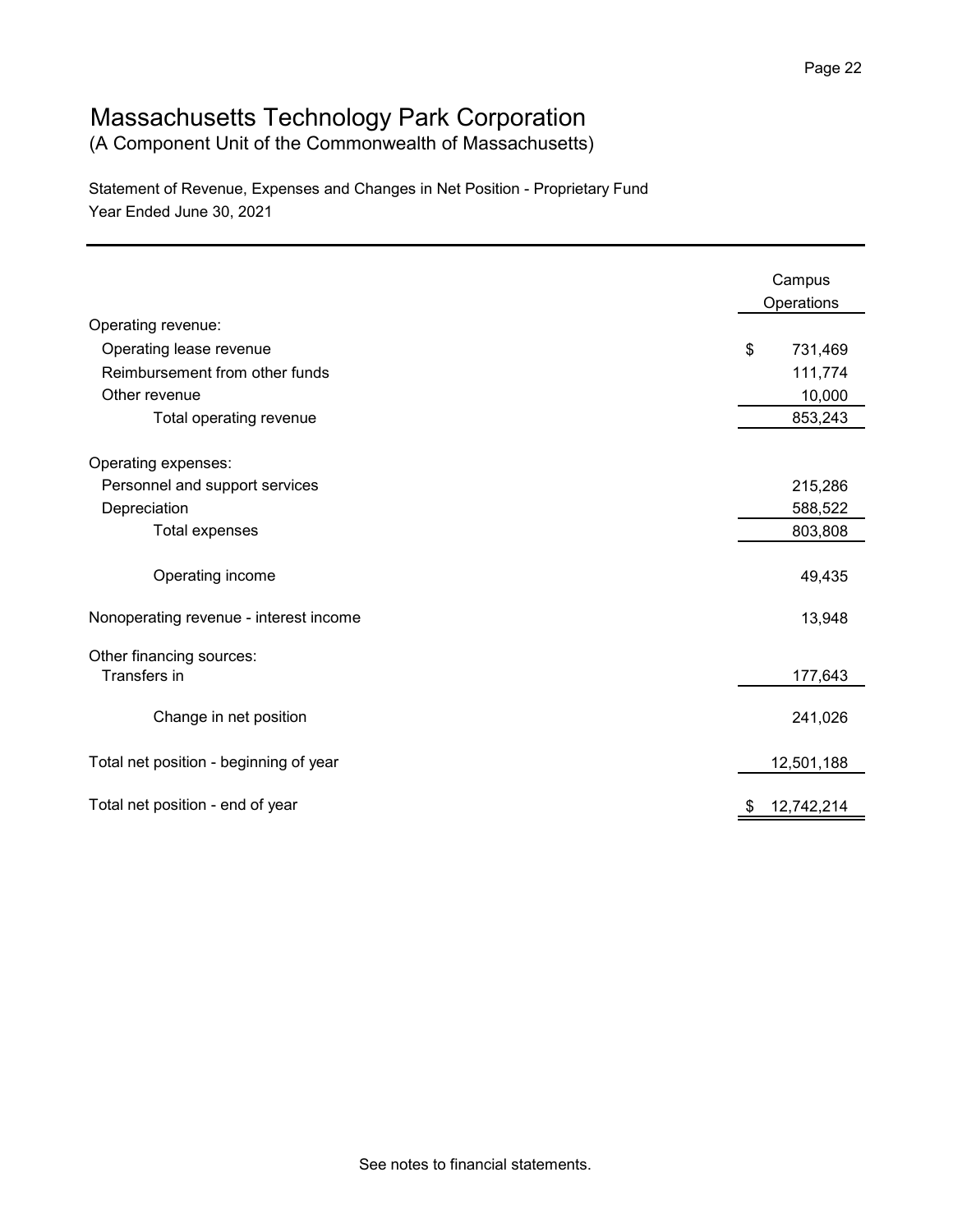# Massachusetts Technology Park Corporation

(A Component Unit of the Commonwealth of Massachusetts)

Statement of Revenue, Expenses and Changes in Net Position - Proprietary Fund
Year Ended June 30, 2021

| | Campus Operations |
|---|---|
| Operating revenue: | |
| Operating lease revenue | $ 731,469 |
| Reimbursement from other funds | 111,774 |
| Other revenue | 10,000 |
| Total operating revenue | 853,243 |
| Operating expenses: | |
| Personnel and support services | 215,286 |
| Depreciation | 588,522 |
| Total expenses | 803,808 |
| Operating income | 49,435 |
| Nonoperating revenue - interest income | 13,948 |
| Other financing sources: | |
| Transfers in | 177,643 |
| Change in net position | 241,026 |
| Total net position - beginning of year | 12,501,188 |
| Total net position - end of year | $ 12,742,214 |

See notes to financial statements.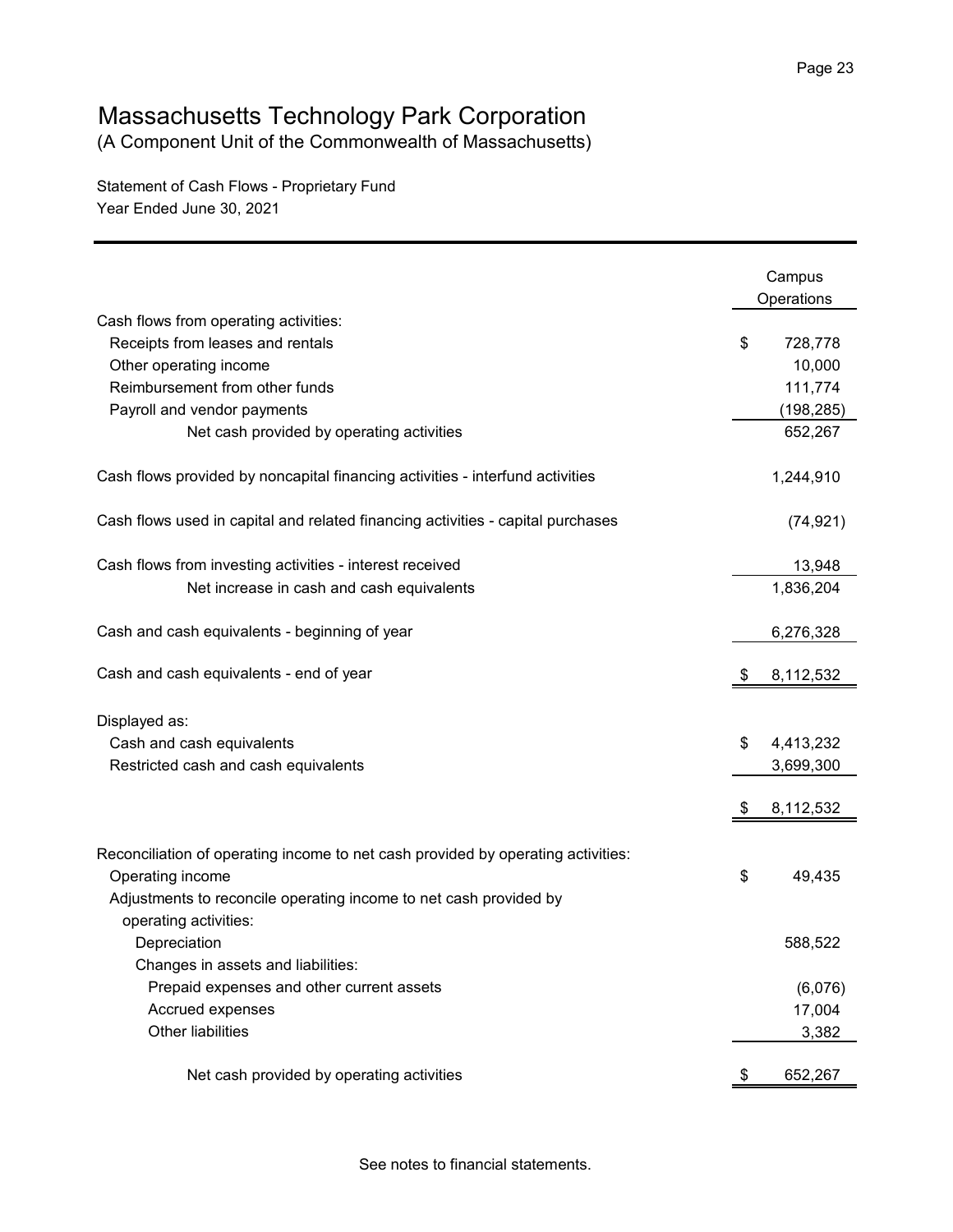# Massachusetts Technology Park Corporation

(A Component Unit of the Commonwealth of Massachusetts)

Statement of Cash Flows - Proprietary Fund
Year Ended June 30, 2021

| | Campus Operations |
|---|---|
| Cash flows from operating activities: | |
| Receipts from leases and rentals | $ 728,778 |
| Other operating income | 10,000 |
| Reimbursement from other funds | 111,774 |
| Payroll and vendor payments | (198,285) |
| Net cash provided by operating activities | 652,267 |
| Cash flows provided by noncapital financing activities - interfund activities | 1,244,910 |
| Cash flows used in capital and related financing activities - capital purchases | (74,921) |
| Cash flows from investing activities - interest received | 13,948 |
| Net increase in cash and cash equivalents | 1,836,204 |
| Cash and cash equivalents - beginning of year | 6,276,328 |
| Cash and cash equivalents - end of year | $ 8,112,532 |
| Displayed as: | |
| Cash and cash equivalents | $ 4,413,232 |
| Restricted cash and cash equivalents | 3,699,300 |
| | $ 8,112,532 |
| Reconciliation of operating income to net cash provided by operating activities: | |
| Operating income | $ 49,435 |
| Adjustments to reconcile operating income to net cash provided by operating activities: | |
| Depreciation | 588,522 |
| Changes in assets and liabilities: | |
| Prepaid expenses and other current assets | (6,076) |
| Accrued expenses | 17,004 |
| Other liabilities | 3,382 |
| Net cash provided by operating activities | $ 652,267 |

See notes to financial statements.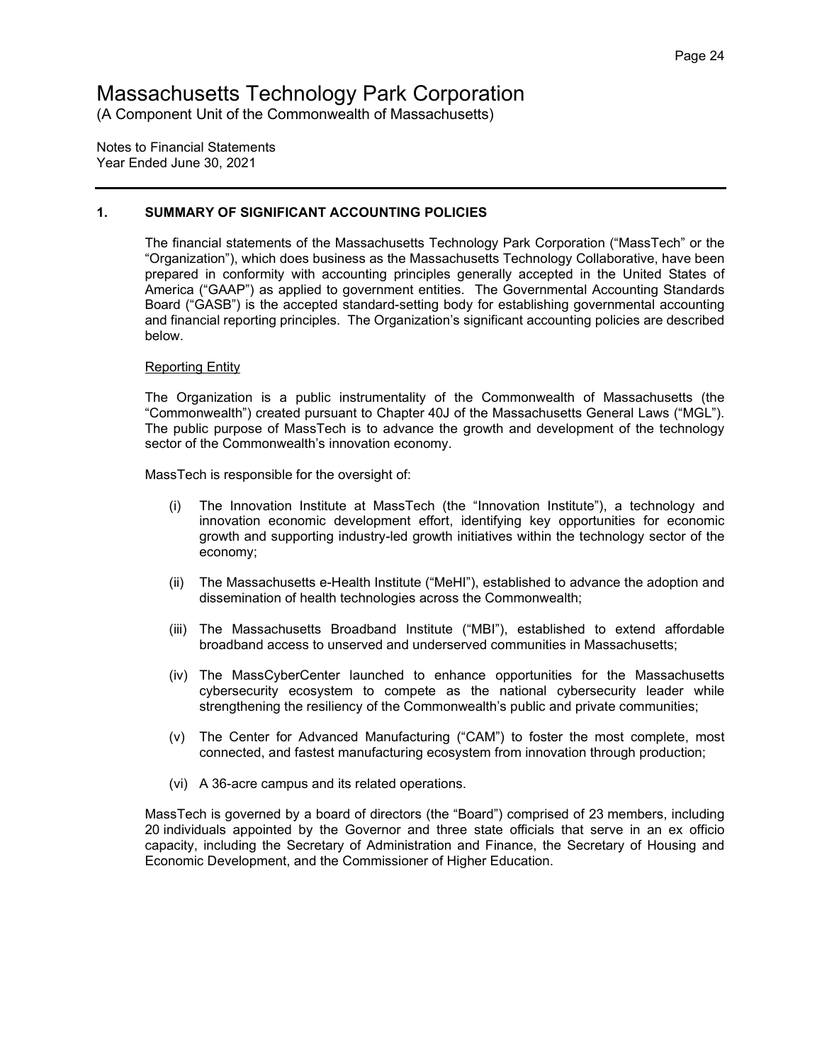# Massachusetts Technology Park Corporation

(A Component Unit of the Commonwealth of Massachusetts)

Notes to Financial Statements
Year Ended June 30, 2021

## 1. SUMMARY OF SIGNIFICANT ACCOUNTING POLICIES

The financial statements of the Massachusetts Technology Park Corporation ("MassTech" or the "Organization"), which does business as the Massachusetts Technology Collaborative, have been prepared in conformity with accounting principles generally accepted in the United States of America ("GAAP") as applied to government entities. The Governmental Accounting Standards Board ("GASB") is the accepted standard-setting body for establishing governmental accounting and financial reporting principles. The Organization's significant accounting policies are described below.

### Reporting Entity

The Organization is a public instrumentality of the Commonwealth of Massachusetts (the "Commonwealth") created pursuant to Chapter 40J of the Massachusetts General Laws ("MGL"). The public purpose of MassTech is to advance the growth and development of the technology sector of the Commonwealth's innovation economy.

MassTech is responsible for the oversight of:

(i) The Innovation Institute at MassTech (the "Innovation Institute"), a technology and innovation economic development effort, identifying key opportunities for economic growth and supporting industry-led growth initiatives within the technology sector of the economy;

(ii) The Massachusetts e-Health Institute ("MeHI"), established to advance the adoption and dissemination of health technologies across the Commonwealth;

(iii) The Massachusetts Broadband Institute ("MBI"), established to extend affordable broadband access to unserved and underserved communities in Massachusetts;

(iv) The MassCyberCenter launched to enhance opportunities for the Massachusetts cybersecurity ecosystem to compete as the national cybersecurity leader while strengthening the resiliency of the Commonwealth's public and private communities;

(v) The Center for Advanced Manufacturing ("CAM") to foster the most complete, most connected, and fastest manufacturing ecosystem from innovation through production;

(vi) A 36-acre campus and its related operations.

MassTech is governed by a board of directors (the "Board") comprised of 23 members, including 20 individuals appointed by the Governor and three state officials that serve in an ex officio capacity, including the Secretary of Administration and Finance, the Secretary of Housing and Economic Development, and the Commissioner of Higher Education.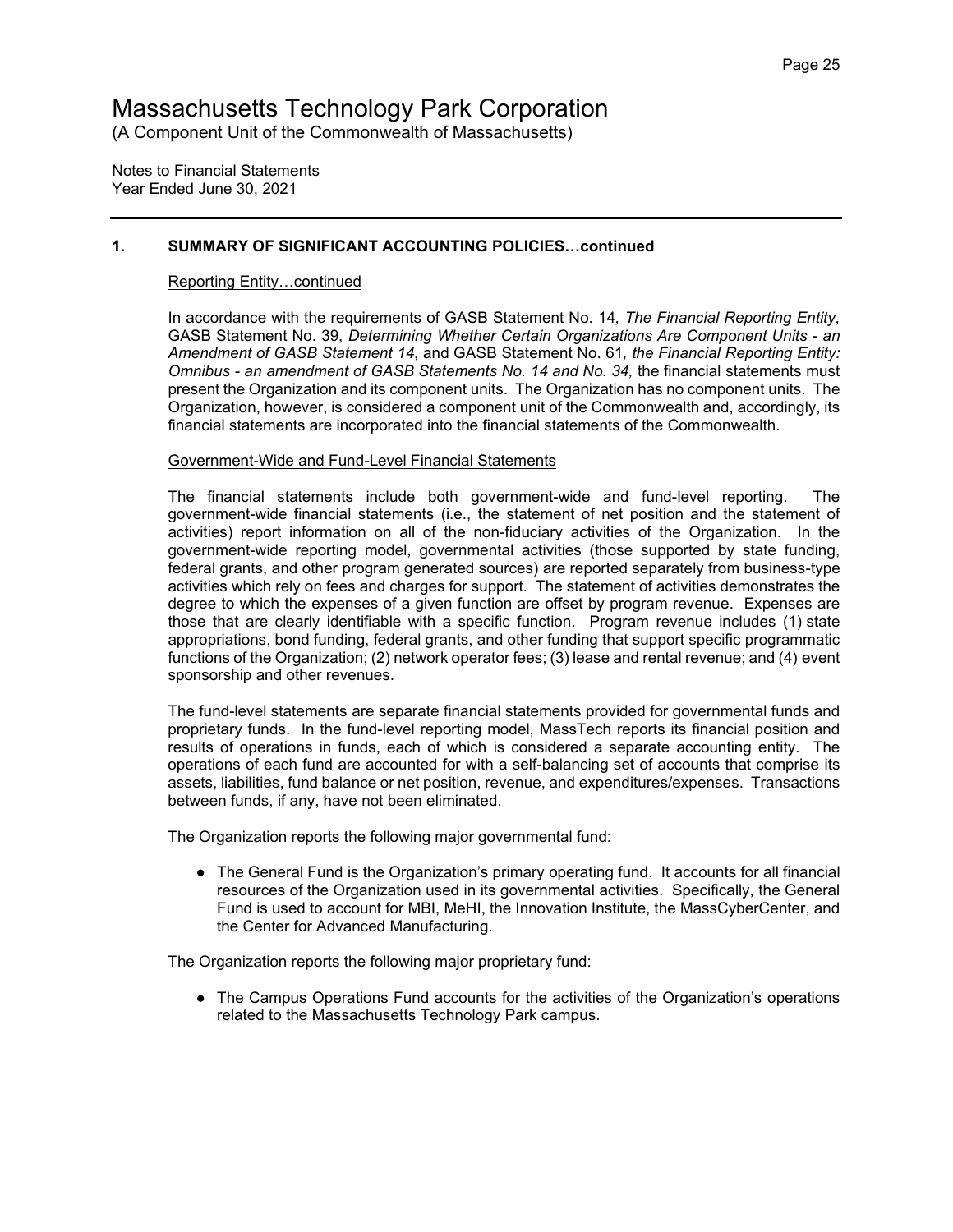Massachusetts Technology Park Corporation
(A Component Unit of the Commonwealth of Massachusetts)

Notes to Financial Statements
Year Ended June 30, 2021

## 1. SUMMARY OF SIGNIFICANT ACCOUNTING POLICIES…continued

### Reporting Entity…continued

In accordance with the requirements of GASB Statement No. 14*, The Financial Reporting Entity,* GASB Statement No. 39, *Determining Whether Certain Organizations Are Component Units - an Amendment of GASB Statement 14*, and GASB Statement No. 61*, the Financial Reporting Entity: Omnibus - an amendment of GASB Statements No. 14 and No. 34,* the financial statements must present the Organization and its component units. The Organization has no component units. The Organization, however, is considered a component unit of the Commonwealth and, accordingly, its financial statements are incorporated into the financial statements of the Commonwealth.

### Government-Wide and Fund-Level Financial Statements

The financial statements include both government-wide and fund-level reporting. The government-wide financial statements (i.e., the statement of net position and the statement of activities) report information on all of the non-fiduciary activities of the Organization. In the government-wide reporting model, governmental activities (those supported by state funding, federal grants, and other program generated sources) are reported separately from business-type activities which rely on fees and charges for support. The statement of activities demonstrates the degree to which the expenses of a given function are offset by program revenue. Expenses are those that are clearly identifiable with a specific function. Program revenue includes (1) state appropriations, bond funding, federal grants, and other funding that support specific programmatic functions of the Organization; (2) network operator fees; (3) lease and rental revenue; and (4) event sponsorship and other revenues.

The fund-level statements are separate financial statements provided for governmental funds and proprietary funds. In the fund-level reporting model, MassTech reports its financial position and results of operations in funds, each of which is considered a separate accounting entity. The operations of each fund are accounted for with a self-balancing set of accounts that comprise its assets, liabilities, fund balance or net position, revenue, and expenditures/expenses. Transactions between funds, if any, have not been eliminated.

The Organization reports the following major governmental fund:

- The General Fund is the Organization's primary operating fund. It accounts for all financial resources of the Organization used in its governmental activities. Specifically, the General Fund is used to account for MBI, MeHI, the Innovation Institute, the MassCyberCenter, and the Center for Advanced Manufacturing.

The Organization reports the following major proprietary fund:

- The Campus Operations Fund accounts for the activities of the Organization's operations related to the Massachusetts Technology Park campus.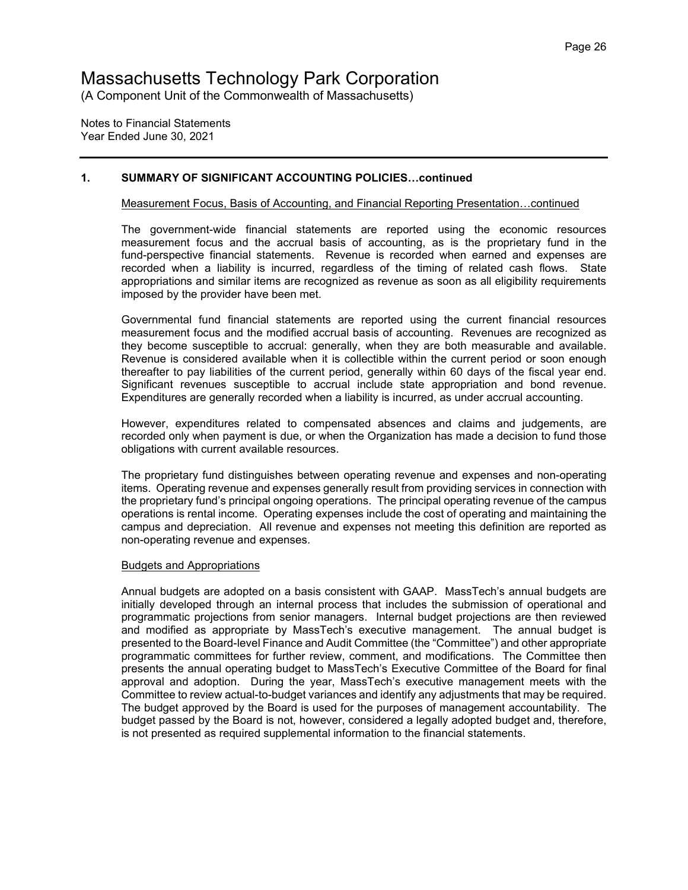Notes to Financial Statements
Year Ended June 30, 2021

## 1. SUMMARY OF SIGNIFICANT ACCOUNTING POLICIES…continued

### Measurement Focus, Basis of Accounting, and Financial Reporting Presentation…continued

The government-wide financial statements are reported using the economic resources measurement focus and the accrual basis of accounting, as is the proprietary fund in the fund-perspective financial statements. Revenue is recorded when earned and expenses are recorded when a liability is incurred, regardless of the timing of related cash flows. State appropriations and similar items are recognized as revenue as soon as all eligibility requirements imposed by the provider have been met.

Governmental fund financial statements are reported using the current financial resources measurement focus and the modified accrual basis of accounting. Revenues are recognized as they become susceptible to accrual: generally, when they are both measurable and available. Revenue is considered available when it is collectible within the current period or soon enough thereafter to pay liabilities of the current period, generally within 60 days of the fiscal year end. Significant revenues susceptible to accrual include state appropriation and bond revenue. Expenditures are generally recorded when a liability is incurred, as under accrual accounting.

However, expenditures related to compensated absences and claims and judgements, are recorded only when payment is due, or when the Organization has made a decision to fund those obligations with current available resources.

The proprietary fund distinguishes between operating revenue and expenses and non-operating items. Operating revenue and expenses generally result from providing services in connection with the proprietary fund's principal ongoing operations. The principal operating revenue of the campus operations is rental income. Operating expenses include the cost of operating and maintaining the campus and depreciation. All revenue and expenses not meeting this definition are reported as non-operating revenue and expenses.

### Budgets and Appropriations

Annual budgets are adopted on a basis consistent with GAAP. MassTech's annual budgets are initially developed through an internal process that includes the submission of operational and programmatic projections from senior managers. Internal budget projections are then reviewed and modified as appropriate by MassTech's executive management. The annual budget is presented to the Board-level Finance and Audit Committee (the "Committee") and other appropriate programmatic committees for further review, comment, and modifications. The Committee then presents the annual operating budget to MassTech's Executive Committee of the Board for final approval and adoption. During the year, MassTech's executive management meets with the Committee to review actual-to-budget variances and identify any adjustments that may be required. The budget approved by the Board is used for the purposes of management accountability. The budget passed by the Board is not, however, considered a legally adopted budget and, therefore, is not presented as required supplemental information to the financial statements.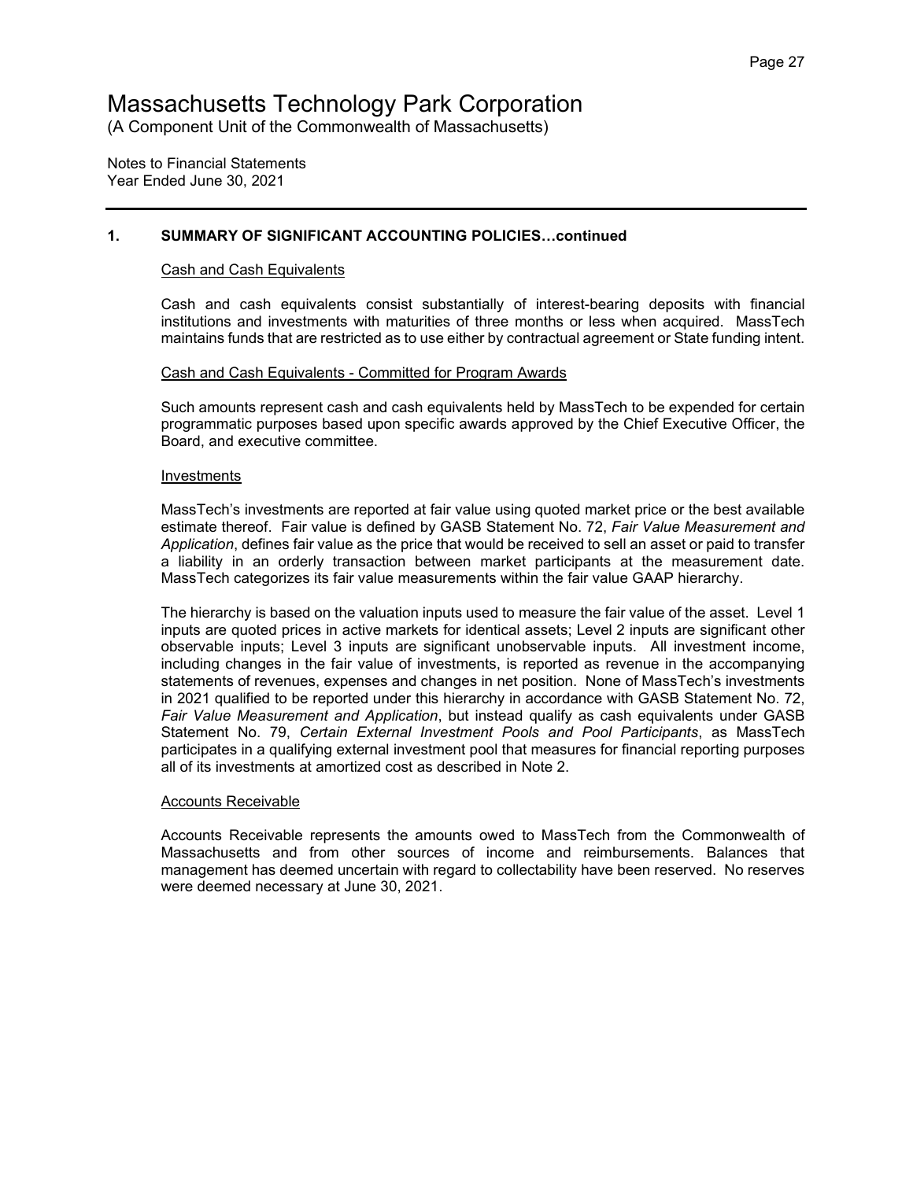# Massachusetts Technology Park Corporation

(A Component Unit of the Commonwealth of Massachusetts)

Notes to Financial Statements
Year Ended June 30, 2021

## 1. SUMMARY OF SIGNIFICANT ACCOUNTING POLICIES…continued

### Cash and Cash Equivalents

Cash and cash equivalents consist substantially of interest-bearing deposits with financial institutions and investments with maturities of three months or less when acquired. MassTech maintains funds that are restricted as to use either by contractual agreement or State funding intent.

### Cash and Cash Equivalents - Committed for Program Awards

Such amounts represent cash and cash equivalents held by MassTech to be expended for certain programmatic purposes based upon specific awards approved by the Chief Executive Officer, the Board, and executive committee.

### Investments

MassTech's investments are reported at fair value using quoted market price or the best available estimate thereof. Fair value is defined by GASB Statement No. 72, *Fair Value Measurement and Application*, defines fair value as the price that would be received to sell an asset or paid to transfer a liability in an orderly transaction between market participants at the measurement date. MassTech categorizes its fair value measurements within the fair value GAAP hierarchy.

The hierarchy is based on the valuation inputs used to measure the fair value of the asset. Level 1 inputs are quoted prices in active markets for identical assets; Level 2 inputs are significant other observable inputs; Level 3 inputs are significant unobservable inputs. All investment income, including changes in the fair value of investments, is reported as revenue in the accompanying statements of revenues, expenses and changes in net position. None of MassTech's investments in 2021 qualified to be reported under this hierarchy in accordance with GASB Statement No. 72, *Fair Value Measurement and Application*, but instead qualify as cash equivalents under GASB Statement No. 79, *Certain External Investment Pools and Pool Participants*, as MassTech participates in a qualifying external investment pool that measures for financial reporting purposes all of its investments at amortized cost as described in Note 2.

### Accounts Receivable

Accounts Receivable represents the amounts owed to MassTech from the Commonwealth of Massachusetts and from other sources of income and reimbursements. Balances that management has deemed uncertain with regard to collectability have been reserved. No reserves were deemed necessary at June 30, 2021.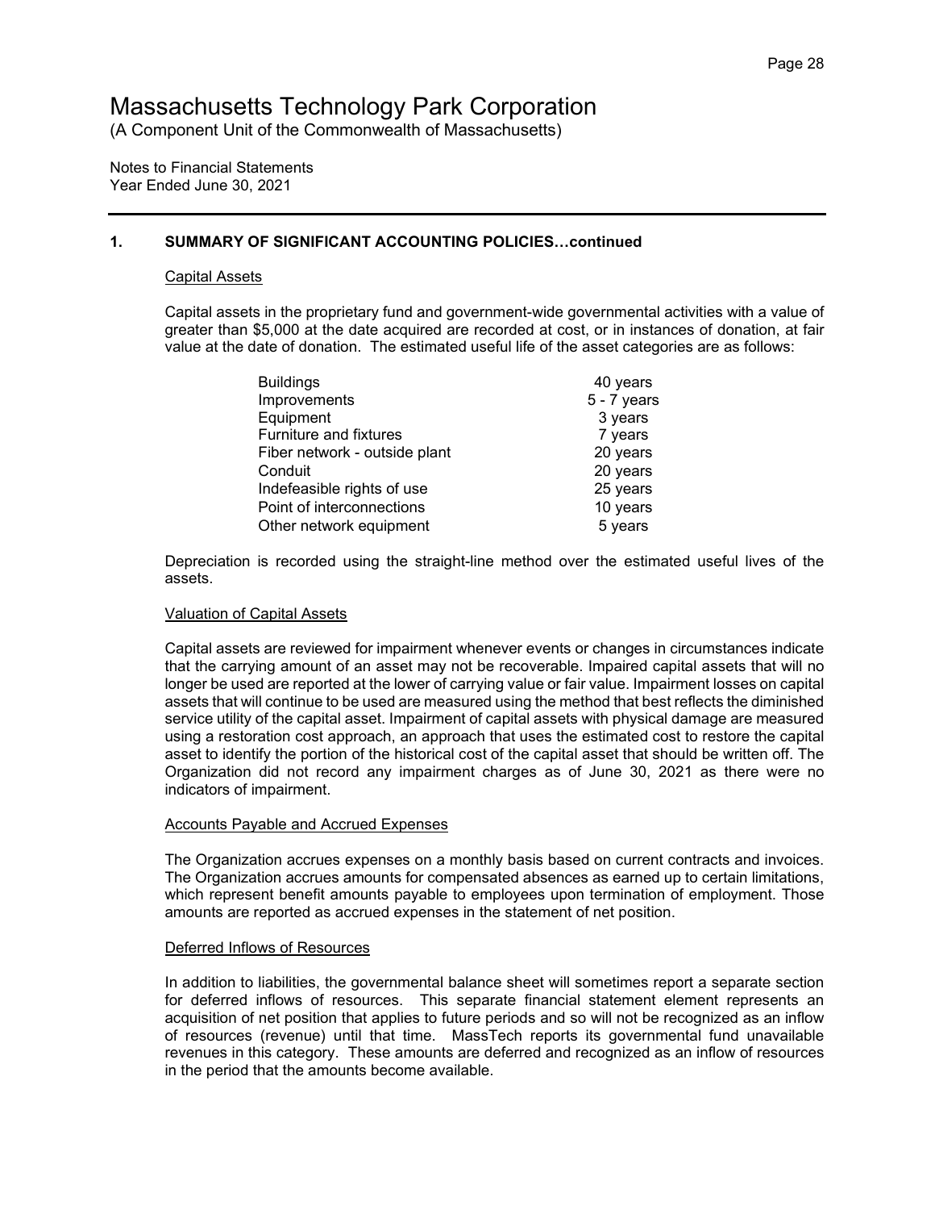# Massachusetts Technology Park Corporation

(A Component Unit of the Commonwealth of Massachusetts)

Notes to Financial Statements
Year Ended June 30, 2021

## 1. SUMMARY OF SIGNIFICANT ACCOUNTING POLICIES…continued

### Capital Assets

Capital assets in the proprietary fund and government-wide governmental activities with a value of greater than $5,000 at the date acquired are recorded at cost, or in instances of donation, at fair value at the date of donation. The estimated useful life of the asset categories are as follows:

| Asset Category | Useful Life |
|---|---|
| Buildings | 40 years |
| Improvements | 5 - 7 years |
| Equipment | 3 years |
| Furniture and fixtures | 7 years |
| Fiber network - outside plant | 20 years |
| Conduit | 20 years |
| Indefeasible rights of use | 25 years |
| Point of interconnections | 10 years |
| Other network equipment | 5 years |

Depreciation is recorded using the straight-line method over the estimated useful lives of the assets.

### Valuation of Capital Assets

Capital assets are reviewed for impairment whenever events or changes in circumstances indicate that the carrying amount of an asset may not be recoverable. Impaired capital assets that will no longer be used are reported at the lower of carrying value or fair value. Impairment losses on capital assets that will continue to be used are measured using the method that best reflects the diminished service utility of the capital asset. Impairment of capital assets with physical damage are measured using a restoration cost approach, an approach that uses the estimated cost to restore the capital asset to identify the portion of the historical cost of the capital asset that should be written off. The Organization did not record any impairment charges as of June 30, 2021 as there were no indicators of impairment.

### Accounts Payable and Accrued Expenses

The Organization accrues expenses on a monthly basis based on current contracts and invoices. The Organization accrues amounts for compensated absences as earned up to certain limitations, which represent benefit amounts payable to employees upon termination of employment. Those amounts are reported as accrued expenses in the statement of net position.

### Deferred Inflows of Resources

In addition to liabilities, the governmental balance sheet will sometimes report a separate section for deferred inflows of resources. This separate financial statement element represents an acquisition of net position that applies to future periods and so will not be recognized as an inflow of resources (revenue) until that time. MassTech reports its governmental fund unavailable revenues in this category. These amounts are deferred and recognized as an inflow of resources in the period that the amounts become available.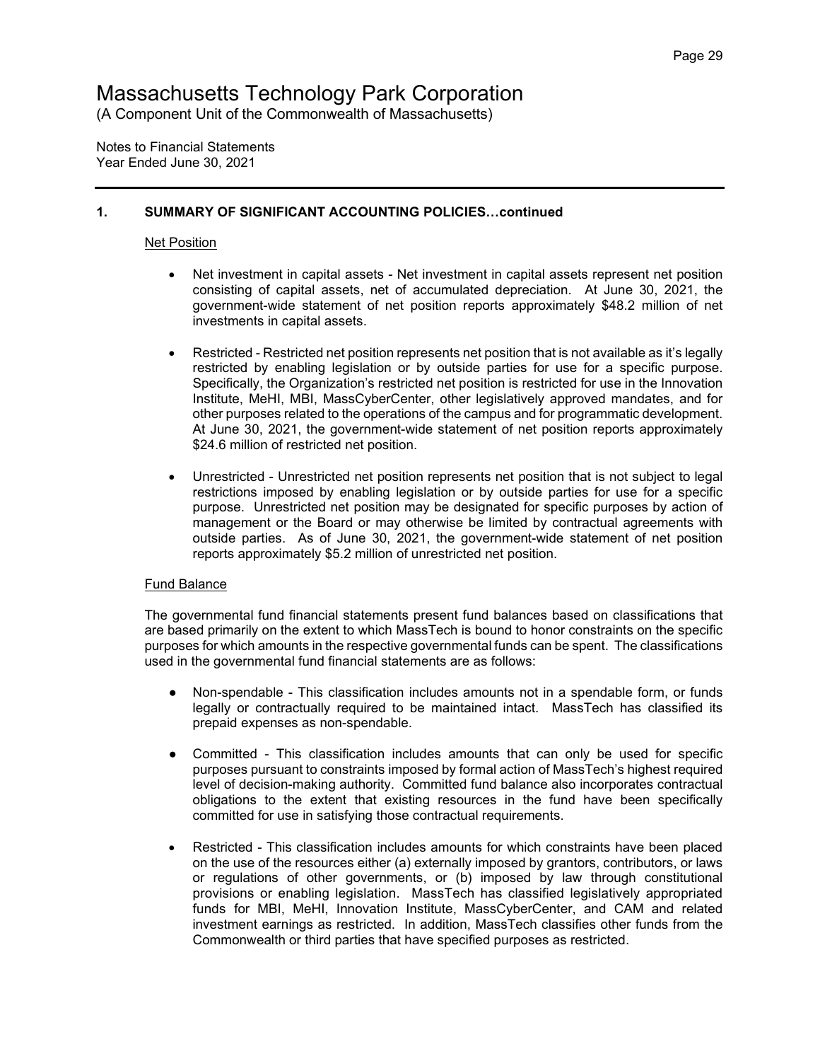# Massachusetts Technology Park Corporation

(A Component Unit of the Commonwealth of Massachusetts)

Notes to Financial Statements
Year Ended June 30, 2021

## 1. SUMMARY OF SIGNIFICANT ACCOUNTING POLICIES…continued

### Net Position

- Net investment in capital assets - Net investment in capital assets represent net position consisting of capital assets, net of accumulated depreciation. At June 30, 2021, the government-wide statement of net position reports approximately $48.2 million of net investments in capital assets.

- Restricted - Restricted net position represents net position that is not available as it's legally restricted by enabling legislation or by outside parties for use for a specific purpose. Specifically, the Organization's restricted net position is restricted for use in the Innovation Institute, MeHI, MBI, MassCyberCenter, other legislatively approved mandates, and for other purposes related to the operations of the campus and for programmatic development. At June 30, 2021, the government-wide statement of net position reports approximately $24.6 million of restricted net position.

- Unrestricted - Unrestricted net position represents net position that is not subject to legal restrictions imposed by enabling legislation or by outside parties for use for a specific purpose. Unrestricted net position may be designated for specific purposes by action of management or the Board or may otherwise be limited by contractual agreements with outside parties. As of June 30, 2021, the government-wide statement of net position reports approximately $5.2 million of unrestricted net position.

### Fund Balance

The governmental fund financial statements present fund balances based on classifications that are based primarily on the extent to which MassTech is bound to honor constraints on the specific purposes for which amounts in the respective governmental funds can be spent. The classifications used in the governmental fund financial statements are as follows:

- Non-spendable - This classification includes amounts not in a spendable form, or funds legally or contractually required to be maintained intact. MassTech has classified its prepaid expenses as non-spendable.

- Committed - This classification includes amounts that can only be used for specific purposes pursuant to constraints imposed by formal action of MassTech's highest required level of decision-making authority. Committed fund balance also incorporates contractual obligations to the extent that existing resources in the fund have been specifically committed for use in satisfying those contractual requirements.

- Restricted - This classification includes amounts for which constraints have been placed on the use of the resources either (a) externally imposed by grantors, contributors, or laws or regulations of other governments, or (b) imposed by law through constitutional provisions or enabling legislation. MassTech has classified legislatively appropriated funds for MBI, MeHI, Innovation Institute, MassCyberCenter, and CAM and related investment earnings as restricted. In addition, MassTech classifies other funds from the Commonwealth or third parties that have specified purposes as restricted.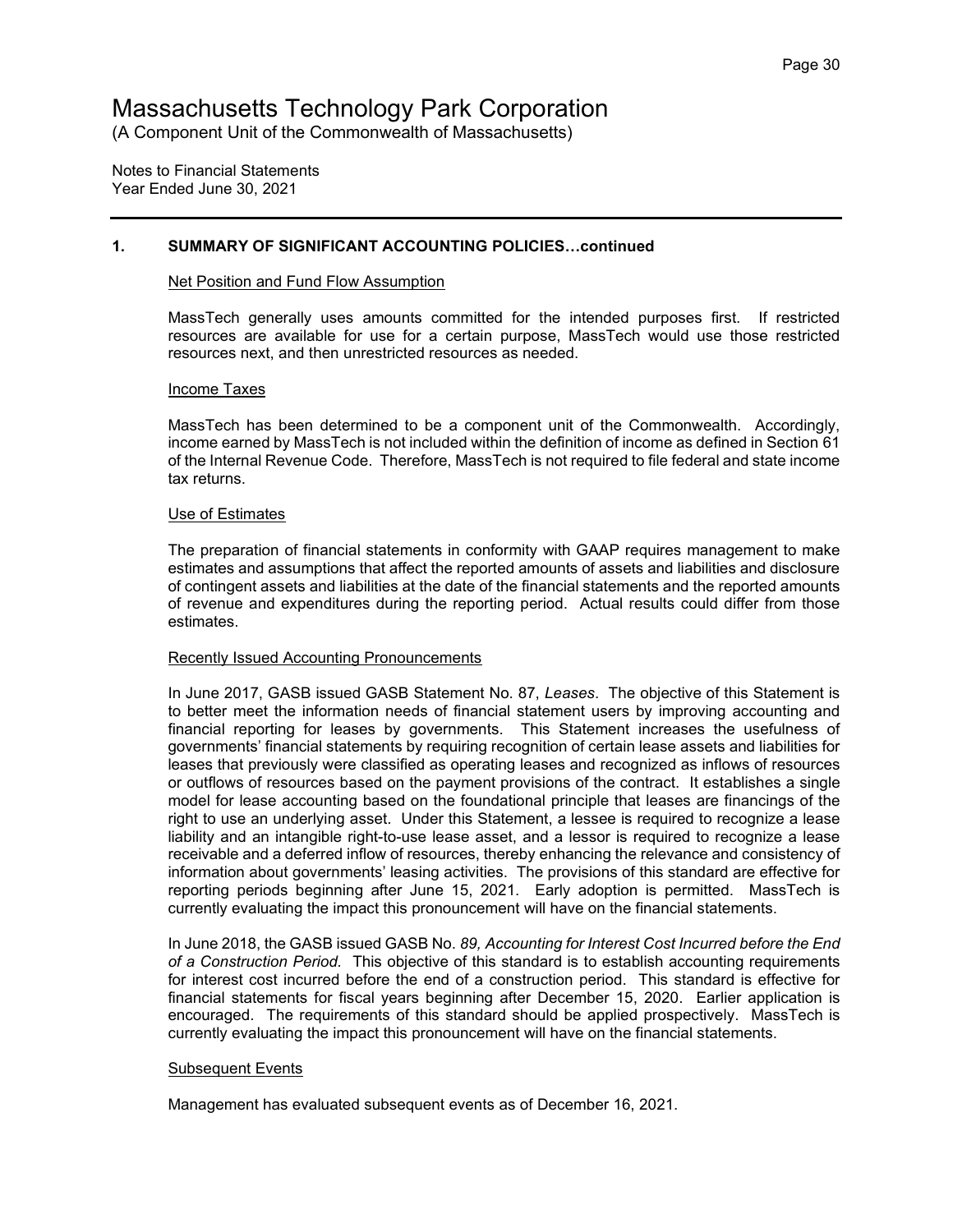# Massachusetts Technology Park Corporation

(A Component Unit of the Commonwealth of Massachusetts)

Notes to Financial Statements
Year Ended June 30, 2021

## 1. SUMMARY OF SIGNIFICANT ACCOUNTING POLICIES…continued

### Net Position and Fund Flow Assumption

MassTech generally uses amounts committed for the intended purposes first. If restricted resources are available for use for a certain purpose, MassTech would use those restricted resources next, and then unrestricted resources as needed.

### Income Taxes

MassTech has been determined to be a component unit of the Commonwealth. Accordingly, income earned by MassTech is not included within the definition of income as defined in Section 61 of the Internal Revenue Code. Therefore, MassTech is not required to file federal and state income tax returns.

### Use of Estimates

The preparation of financial statements in conformity with GAAP requires management to make estimates and assumptions that affect the reported amounts of assets and liabilities and disclosure of contingent assets and liabilities at the date of the financial statements and the reported amounts of revenue and expenditures during the reporting period. Actual results could differ from those estimates.

### Recently Issued Accounting Pronouncements

In June 2017, GASB issued GASB Statement No. 87, *Leases*. The objective of this Statement is to better meet the information needs of financial statement users by improving accounting and financial reporting for leases by governments. This Statement increases the usefulness of governments' financial statements by requiring recognition of certain lease assets and liabilities for leases that previously were classified as operating leases and recognized as inflows of resources or outflows of resources based on the payment provisions of the contract. It establishes a single model for lease accounting based on the foundational principle that leases are financings of the right to use an underlying asset. Under this Statement, a lessee is required to recognize a lease liability and an intangible right-to-use lease asset, and a lessor is required to recognize a lease receivable and a deferred inflow of resources, thereby enhancing the relevance and consistency of information about governments' leasing activities. The provisions of this standard are effective for reporting periods beginning after June 15, 2021. Early adoption is permitted. MassTech is currently evaluating the impact this pronouncement will have on the financial statements.

In June 2018, the GASB issued GASB No. *89, Accounting for Interest Cost Incurred before the End of a Construction Period.* This objective of this standard is to establish accounting requirements for interest cost incurred before the end of a construction period. This standard is effective for financial statements for fiscal years beginning after December 15, 2020. Earlier application is encouraged. The requirements of this standard should be applied prospectively. MassTech is currently evaluating the impact this pronouncement will have on the financial statements.

### Subsequent Events

Management has evaluated subsequent events as of December 16, 2021.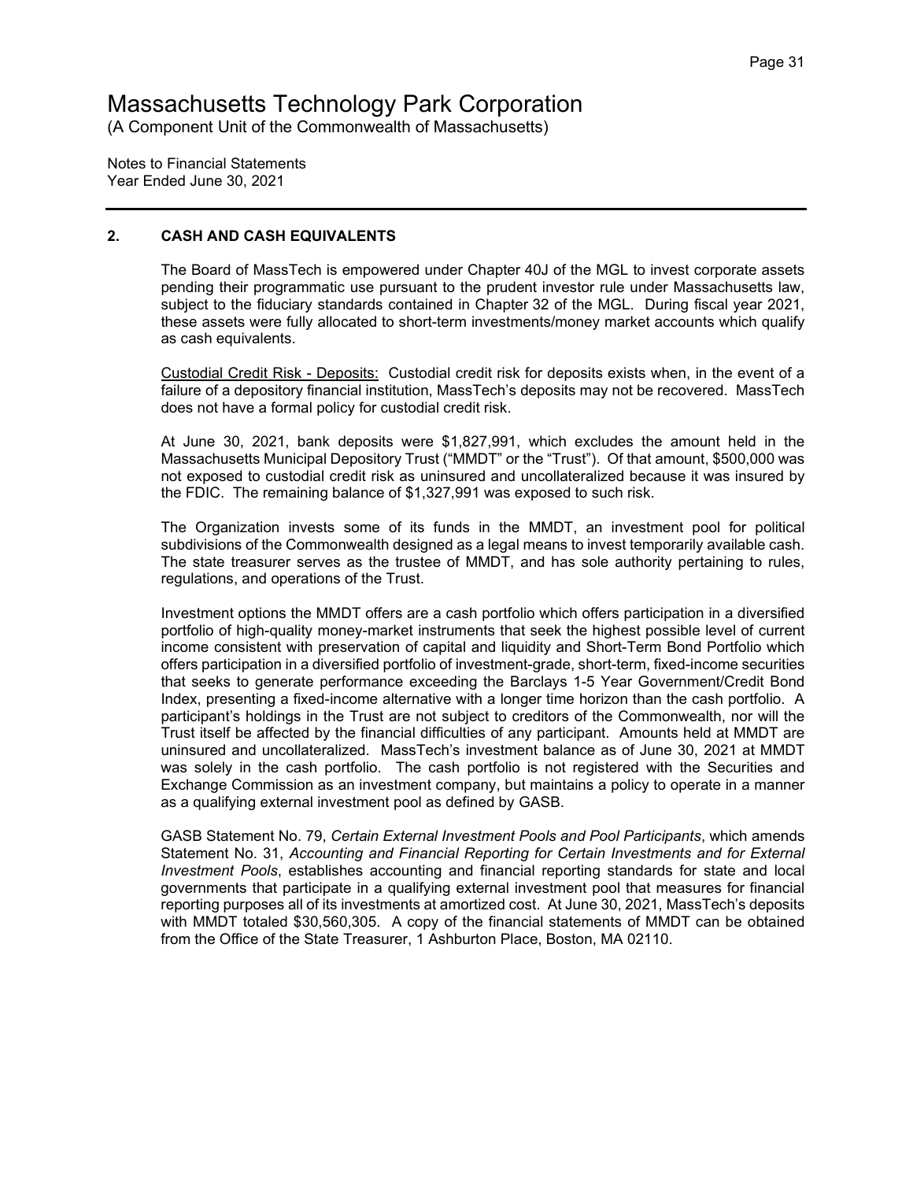# Massachusetts Technology Park Corporation

(A Component Unit of the Commonwealth of Massachusetts)

Notes to Financial Statements
Year Ended June 30, 2021

## 2. CASH AND CASH EQUIVALENTS

The Board of MassTech is empowered under Chapter 40J of the MGL to invest corporate assets pending their programmatic use pursuant to the prudent investor rule under Massachusetts law, subject to the fiduciary standards contained in Chapter 32 of the MGL. During fiscal year 2021, these assets were fully allocated to short-term investments/money market accounts which qualify as cash equivalents.

Custodial Credit Risk - Deposits: Custodial credit risk for deposits exists when, in the event of a failure of a depository financial institution, MassTech's deposits may not be recovered. MassTech does not have a formal policy for custodial credit risk.

At June 30, 2021, bank deposits were $1,827,991, which excludes the amount held in the Massachusetts Municipal Depository Trust ("MMDT" or the "Trust"). Of that amount, $500,000 was not exposed to custodial credit risk as uninsured and uncollateralized because it was insured by the FDIC. The remaining balance of $1,327,991 was exposed to such risk.

The Organization invests some of its funds in the MMDT, an investment pool for political subdivisions of the Commonwealth designed as a legal means to invest temporarily available cash. The state treasurer serves as the trustee of MMDT, and has sole authority pertaining to rules, regulations, and operations of the Trust.

Investment options the MMDT offers are a cash portfolio which offers participation in a diversified portfolio of high-quality money-market instruments that seek the highest possible level of current income consistent with preservation of capital and liquidity and Short-Term Bond Portfolio which offers participation in a diversified portfolio of investment-grade, short-term, fixed-income securities that seeks to generate performance exceeding the Barclays 1-5 Year Government/Credit Bond Index, presenting a fixed-income alternative with a longer time horizon than the cash portfolio. A participant's holdings in the Trust are not subject to creditors of the Commonwealth, nor will the Trust itself be affected by the financial difficulties of any participant. Amounts held at MMDT are uninsured and uncollateralized. MassTech's investment balance as of June 30, 2021 at MMDT was solely in the cash portfolio. The cash portfolio is not registered with the Securities and Exchange Commission as an investment company, but maintains a policy to operate in a manner as a qualifying external investment pool as defined by GASB.

GASB Statement No. 79, *Certain External Investment Pools and Pool Participants*, which amends Statement No. 31, *Accounting and Financial Reporting for Certain Investments and for External Investment Pools*, establishes accounting and financial reporting standards for state and local governments that participate in a qualifying external investment pool that measures for financial reporting purposes all of its investments at amortized cost. At June 30, 2021, MassTech's deposits with MMDT totaled $30,560,305. A copy of the financial statements of MMDT can be obtained from the Office of the State Treasurer, 1 Ashburton Place, Boston, MA 02110.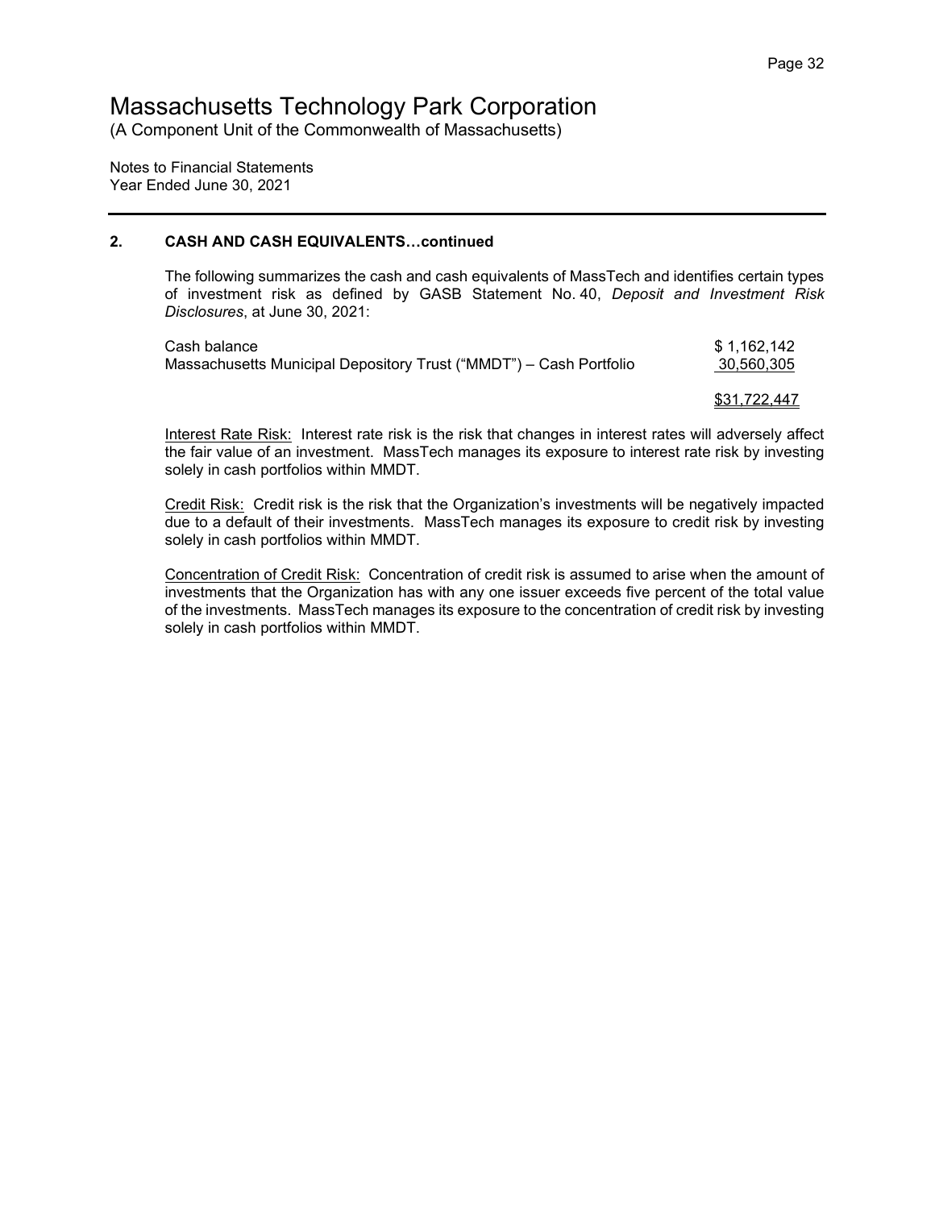# Massachusetts Technology Park Corporation

(A Component Unit of the Commonwealth of Massachusetts)

Notes to Financial Statements
Year Ended June 30, 2021

## 2. CASH AND CASH EQUIVALENTS…continued

The following summarizes the cash and cash equivalents of MassTech and identifies certain types of investment risk as defined by GASB Statement No. 40, *Deposit and Investment Risk Disclosures*, at June 30, 2021:

| | |
|---|---|
| Cash balance | $ 1,162,142 |
| Massachusetts Municipal Depository Trust ("MMDT") – Cash Portfolio | 30,560,305 |
| | $31,722,447 |

Interest Rate Risk: Interest rate risk is the risk that changes in interest rates will adversely affect the fair value of an investment. MassTech manages its exposure to interest rate risk by investing solely in cash portfolios within MMDT.

Credit Risk: Credit risk is the risk that the Organization's investments will be negatively impacted due to a default of their investments. MassTech manages its exposure to credit risk by investing solely in cash portfolios within MMDT.

Concentration of Credit Risk: Concentration of credit risk is assumed to arise when the amount of investments that the Organization has with any one issuer exceeds five percent of the total value of the investments. MassTech manages its exposure to the concentration of credit risk by investing solely in cash portfolios within MMDT.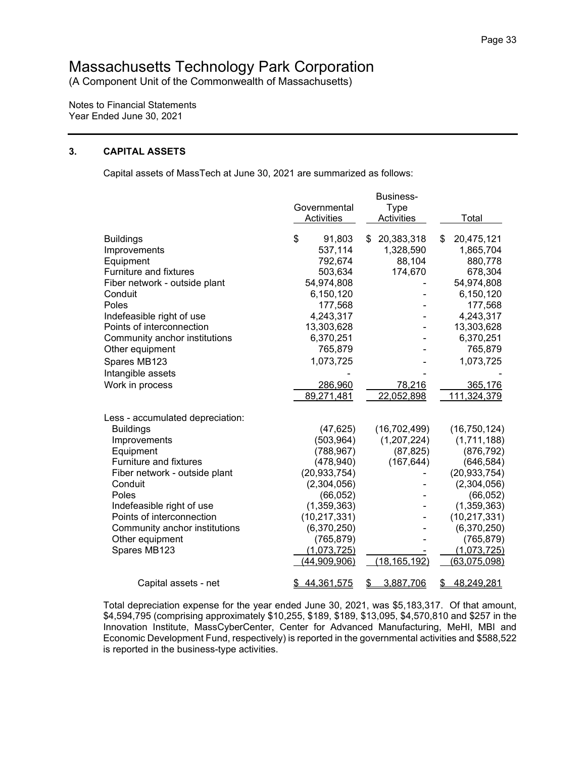# Massachusetts Technology Park Corporation

(A Component Unit of the Commonwealth of Massachusetts)

Notes to Financial Statements
Year Ended June 30, 2021

## 3. CAPITAL ASSETS

Capital assets of MassTech at June 30, 2021 are summarized as follows:

| | Governmental Activities | Business-Type Activities | Total |
|---|---|---|---|
| Buildings | $ 91,803 | $ 20,383,318 | $ 20,475,121 |
| Improvements | 537,114 | 1,328,590 | 1,865,704 |
| Equipment | 792,674 | 88,104 | 880,778 |
| Furniture and fixtures | 503,634 | 174,670 | 678,304 |
| Fiber network - outside plant | 54,974,808 | - | 54,974,808 |
| Conduit | 6,150,120 | - | 6,150,120 |
| Poles | 177,568 | - | 177,568 |
| Indefeasible right of use | 4,243,317 | - | 4,243,317 |
| Points of interconnection | 13,303,628 | - | 13,303,628 |
| Community anchor institutions | 6,370,251 | - | 6,370,251 |
| Other equipment | 765,879 | - | 765,879 |
| Spares MB123 | 1,073,725 | - | 1,073,725 |
| Intangible assets | - | - | - |
| Work in process | 286,960 | 78,216 | 365,176 |
| | 89,271,481 | 22,052,898 | 111,324,379 |
| Less - accumulated depreciation: | | | |
| Buildings | (47,625) | (16,702,499) | (16,750,124) |
| Improvements | (503,964) | (1,207,224) | (1,711,188) |
| Equipment | (788,967) | (87,825) | (876,792) |
| Furniture and fixtures | (478,940) | (167,644) | (646,584) |
| Fiber network - outside plant | (20,933,754) | - | (20,933,754) |
| Conduit | (2,304,056) | - | (2,304,056) |
| Poles | (66,052) | - | (66,052) |
| Indefeasible right of use | (1,359,363) | - | (1,359,363) |
| Points of interconnection | (10,217,331) | - | (10,217,331) |
| Community anchor institutions | (6,370,250) | - | (6,370,250) |
| Other equipment | (765,879) | - | (765,879) |
| Spares MB123 | (1,073,725) | - | (1,073,725) |
| | (44,909,906) | (18,165,192) | (63,075,098) |
| Capital assets - net | $ 44,361,575 | $ 3,887,706 | $ 48,249,281 |

Total depreciation expense for the year ended June 30, 2021, was $5,183,317. Of that amount, $4,594,795 (comprising approximately $10,255, $189, $189, $13,095, $4,570,810 and $257 in the Innovation Institute, MassCyberCenter, Center for Advanced Manufacturing, MeHI, MBI and Economic Development Fund, respectively) is reported in the governmental activities and $588,522 is reported in the business-type activities.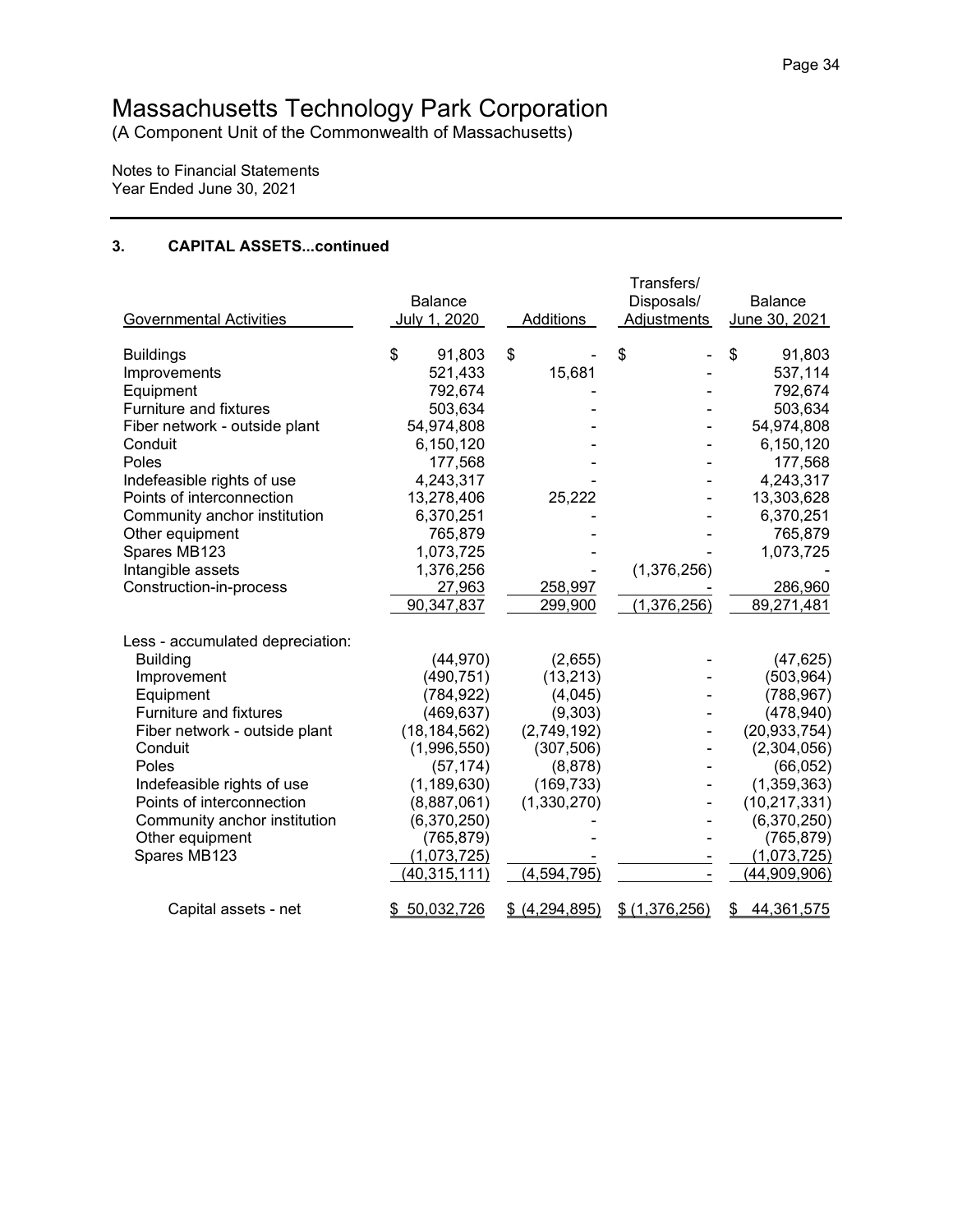# Massachusetts Technology Park Corporation

(A Component Unit of the Commonwealth of Massachusetts)

Notes to Financial Statements
Year Ended June 30, 2021

## 3. CAPITAL ASSETS...continued

| Governmental Activities | Balance July 1, 2020 | Additions | Transfers/ Disposals/ Adjustments | Balance June 30, 2021 |
|---|---|---|---|---|
| Buildings | $ 91,803 | $ - | $ - | $ 91,803 |
| Improvements | 521,433 | 15,681 | - | 537,114 |
| Equipment | 792,674 | - | - | 792,674 |
| Furniture and fixtures | 503,634 | - | - | 503,634 |
| Fiber network - outside plant | 54,974,808 | - | - | 54,974,808 |
| Conduit | 6,150,120 | - | - | 6,150,120 |
| Poles | 177,568 | - | - | 177,568 |
| Indefeasible rights of use | 4,243,317 | - | - | 4,243,317 |
| Points of interconnection | 13,278,406 | 25,222 | - | 13,303,628 |
| Community anchor institution | 6,370,251 | - | - | 6,370,251 |
| Other equipment | 765,879 | - | - | 765,879 |
| Spares MB123 | 1,073,725 | - | - | 1,073,725 |
| Intangible assets | 1,376,256 | - | (1,376,256) | - |
| Construction-in-process | 27,963 | 258,997 | - | 286,960 |
| | 90,347,837 | 299,900 | (1,376,256) | 89,271,481 |
| Less - accumulated depreciation: | | | | |
| Building | (44,970) | (2,655) | - | (47,625) |
| Improvement | (490,751) | (13,213) | - | (503,964) |
| Equipment | (784,922) | (4,045) | - | (788,967) |
| Furniture and fixtures | (469,637) | (9,303) | - | (478,940) |
| Fiber network - outside plant | (18,184,562) | (2,749,192) | - | (20,933,754) |
| Conduit | (1,996,550) | (307,506) | - | (2,304,056) |
| Poles | (57,174) | (8,878) | - | (66,052) |
| Indefeasible rights of use | (1,189,630) | (169,733) | - | (1,359,363) |
| Points of interconnection | (8,887,061) | (1,330,270) | - | (10,217,331) |
| Community anchor institution | (6,370,250) | - | - | (6,370,250) |
| Other equipment | (765,879) | - | - | (765,879) |
| Spares MB123 | (1,073,725) | - | - | (1,073,725) |
| | (40,315,111) | (4,594,795) | - | (44,909,906) |
| Capital assets - net | $ 50,032,726 | $ (4,294,895) | $ (1,376,256) | $ 44,361,575 |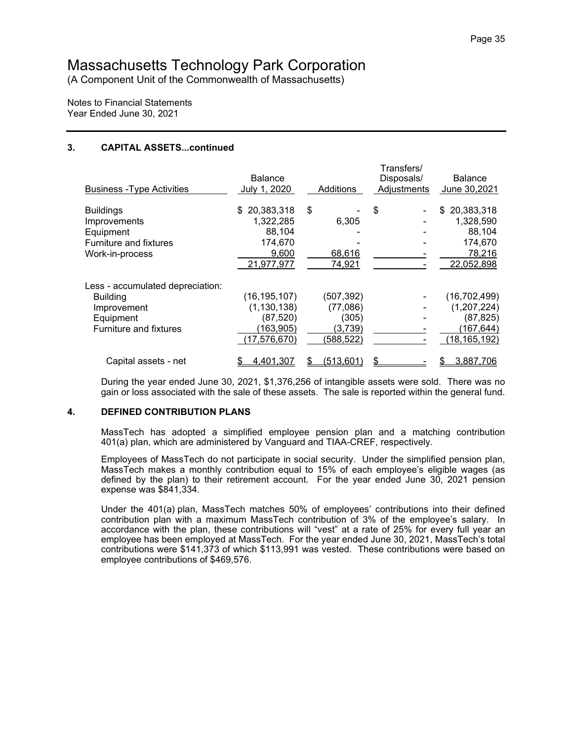# Massachusetts Technology Park Corporation

(A Component Unit of the Commonwealth of Massachusetts)

Notes to Financial Statements
Year Ended June 30, 2021

## 3. CAPITAL ASSETS...continued

| Business -Type Activities | Balance July 1, 2020 | Additions | Transfers/ Disposals/ Adjustments | Balance June 30,2021 |
|---|---|---|---|---|
| Buildings | $ 20,383,318 | $ - | $ - | $ 20,383,318 |
| Improvements | 1,322,285 | 6,305 | - | 1,328,590 |
| Equipment | 88,104 | - | - | 88,104 |
| Furniture and fixtures | 174,670 | - | - | 174,670 |
| Work-in-process | 9,600 | 68,616 | - | 78,216 |
| | 21,977,977 | 74,921 | - | 22,052,898 |
| Less - accumulated depreciation: | | | | |
| Building | (16,195,107) | (507,392) | - | (16,702,499) |
| Improvement | (1,130,138) | (77,086) | - | (1,207,224) |
| Equipment | (87,520) | (305) | - | (87,825) |
| Furniture and fixtures | (163,905) | (3,739) | - | (167,644) |
| | (17,576,670) | (588,522) | - | (18,165,192) |
| Capital assets - net | $ 4,401,307 | $ (513,601) | $ - | $ 3,887,706 |

During the year ended June 30, 2021, $1,376,256 of intangible assets were sold. There was no gain or loss associated with the sale of these assets. The sale is reported within the general fund.

## 4. DEFINED CONTRIBUTION PLANS

MassTech has adopted a simplified employee pension plan and a matching contribution 401(a) plan, which are administered by Vanguard and TIAA-CREF, respectively.

Employees of MassTech do not participate in social security. Under the simplified pension plan, MassTech makes a monthly contribution equal to 15% of each employee's eligible wages (as defined by the plan) to their retirement account. For the year ended June 30, 2021 pension expense was $841,334.

Under the 401(a) plan, MassTech matches 50% of employees' contributions into their defined contribution plan with a maximum MassTech contribution of 3% of the employee's salary. In accordance with the plan, these contributions will "vest" at a rate of 25% for every full year an employee has been employed at MassTech. For the year ended June 30, 2021, MassTech's total contributions were $141,373 of which $113,991 was vested. These contributions were based on employee contributions of $469,576.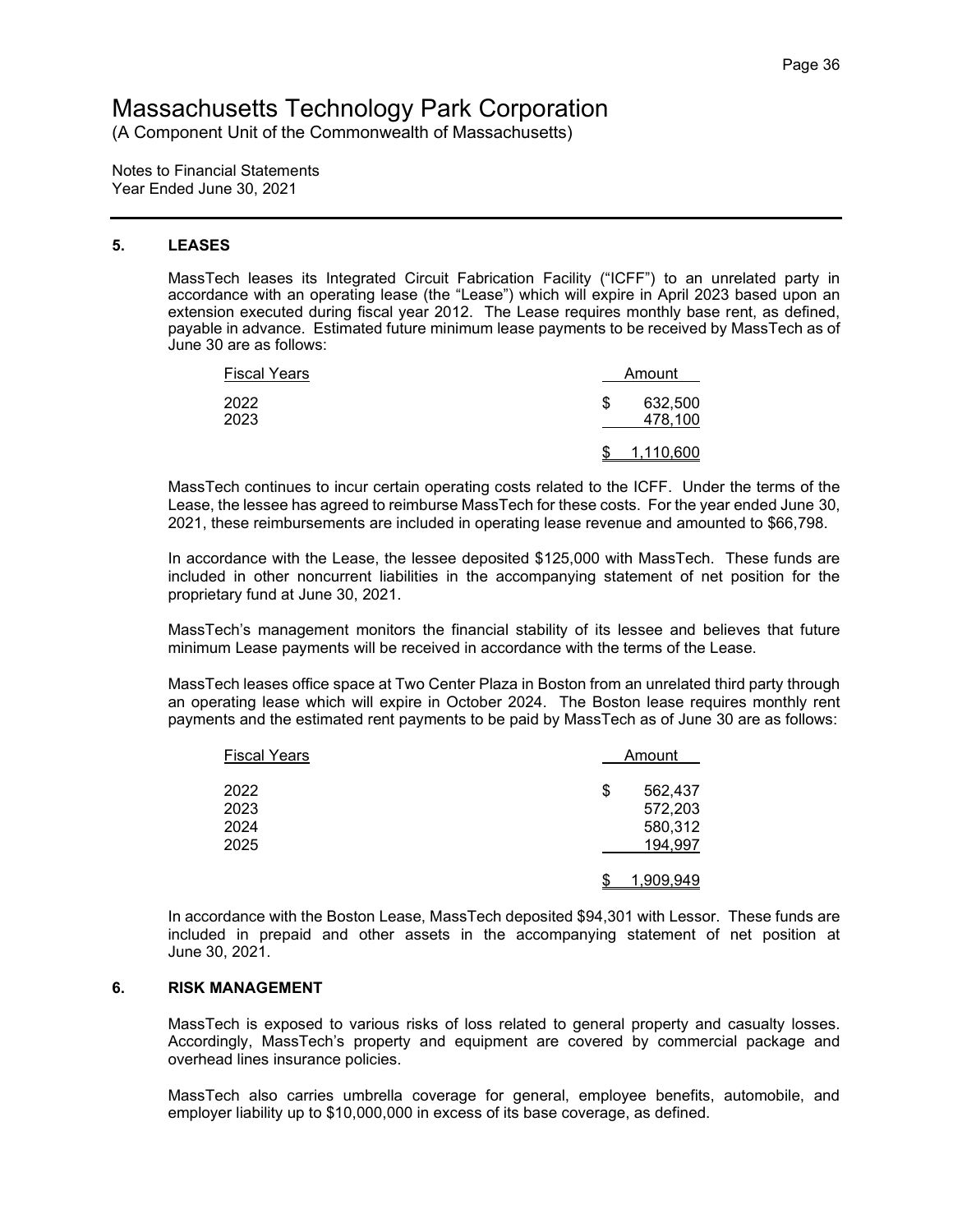# Massachusetts Technology Park Corporation

(A Component Unit of the Commonwealth of Massachusetts)

Notes to Financial Statements
Year Ended June 30, 2021

## 5. LEASES

MassTech leases its Integrated Circuit Fabrication Facility ("ICFF") to an unrelated party in accordance with an operating lease (the "Lease") which will expire in April 2023 based upon an extension executed during fiscal year 2012. The Lease requires monthly base rent, as defined, payable in advance. Estimated future minimum lease payments to be received by MassTech as of June 30 are as follows:

| Fiscal Years | Amount |
|---|---|
| 2022 | $ 632,500 |
| 2023 | 478,100 |
| | $ 1,110,600 |

MassTech continues to incur certain operating costs related to the ICFF. Under the terms of the Lease, the lessee has agreed to reimburse MassTech for these costs. For the year ended June 30, 2021, these reimbursements are included in operating lease revenue and amounted to $66,798.

In accordance with the Lease, the lessee deposited $125,000 with MassTech. These funds are included in other noncurrent liabilities in the accompanying statement of net position for the proprietary fund at June 30, 2021.

MassTech's management monitors the financial stability of its lessee and believes that future minimum Lease payments will be received in accordance with the terms of the Lease.

MassTech leases office space at Two Center Plaza in Boston from an unrelated third party through an operating lease which will expire in October 2024. The Boston lease requires monthly rent payments and the estimated rent payments to be paid by MassTech as of June 30 are as follows:

| Fiscal Years | Amount |
|---|---|
| 2022 | $ 562,437 |
| 2023 | 572,203 |
| 2024 | 580,312 |
| 2025 | 194,997 |
| | $ 1,909,949 |

In accordance with the Boston Lease, MassTech deposited $94,301 with Lessor. These funds are included in prepaid and other assets in the accompanying statement of net position at June 30, 2021.

## 6. RISK MANAGEMENT

MassTech is exposed to various risks of loss related to general property and casualty losses. Accordingly, MassTech's property and equipment are covered by commercial package and overhead lines insurance policies.

MassTech also carries umbrella coverage for general, employee benefits, automobile, and employer liability up to $10,000,000 in excess of its base coverage, as defined.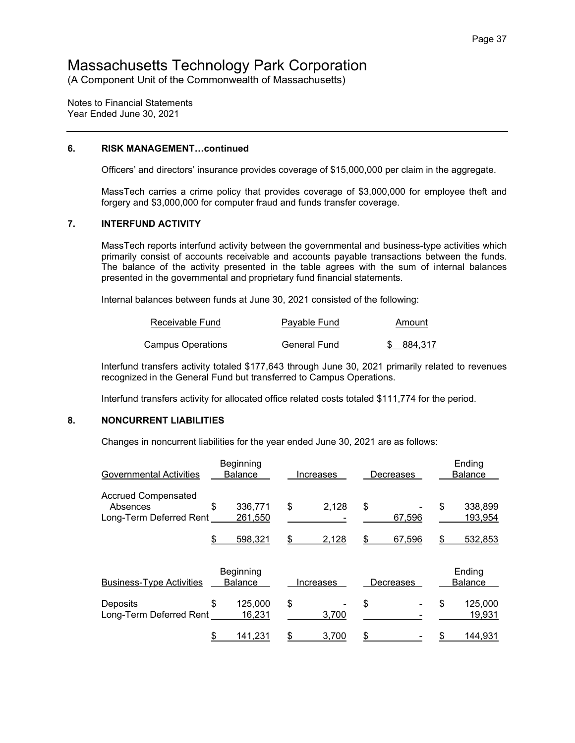# Massachusetts Technology Park Corporation

(A Component Unit of the Commonwealth of Massachusetts)

Notes to Financial Statements
Year Ended June 30, 2021

---

### 6. RISK MANAGEMENT…continued

Officers' and directors' insurance provides coverage of $15,000,000 per claim in the aggregate.

MassTech carries a crime policy that provides coverage of $3,000,000 for employee theft and forgery and $3,000,000 for computer fraud and funds transfer coverage.

### 7. INTERFUND ACTIVITY

MassTech reports interfund activity between the governmental and business-type activities which primarily consist of accounts receivable and accounts payable transactions between the funds. The balance of the activity presented in the table agrees with the sum of internal balances presented in the governmental and proprietary fund financial statements.

Internal balances between funds at June 30, 2021 consisted of the following:

| Receivable Fund | Payable Fund | Amount |
|---|---|---|
| Campus Operations | General Fund | $ 884,317 |

Interfund transfers activity totaled $177,643 through June 30, 2021 primarily related to revenues recognized in the General Fund but transferred to Campus Operations.

Interfund transfers activity for allocated office related costs totaled $111,774 for the period.

### 8. NONCURRENT LIABILITIES

Changes in noncurrent liabilities for the year ended June 30, 2021 are as follows:

| Governmental Activities | Beginning Balance | Increases | Decreases | Ending Balance |
|---|---|---|---|---|
| Accrued Compensated Absences | $ 336,771 | $ 2,128 | $ - | $ 338,899 |
| Long-Term Deferred Rent | 261,550 | - | 67,596 | 193,954 |
| | $ 598,321 | $ 2,128 | $ 67,596 | $ 532,853 |

| Business-Type Activities | Beginning Balance | Increases | Decreases | Ending Balance |
|---|---|---|---|---|
| Deposits | $ 125,000 | $ - | $ - | $ 125,000 |
| Long-Term Deferred Rent | 16,231 | 3,700 | - | 19,931 |
| | $ 141,231 | $ 3,700 | $ - | $ 144,931 |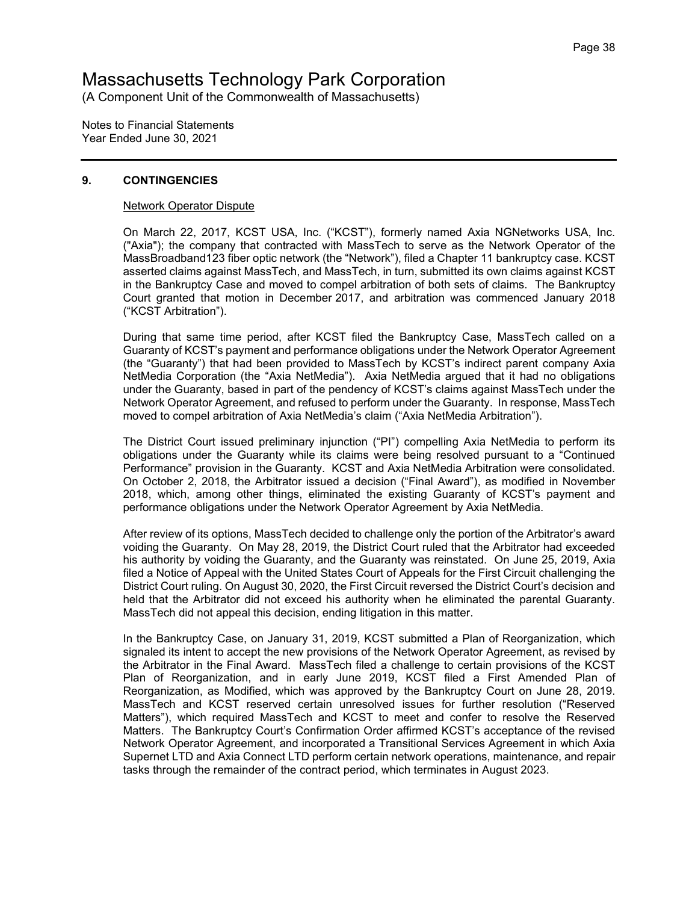# Massachusetts Technology Park Corporation

(A Component Unit of the Commonwealth of Massachusetts)

Notes to Financial Statements
Year Ended June 30, 2021

## 9. CONTINGENCIES

Network Operator Dispute

On March 22, 2017, KCST USA, Inc. ("KCST"), formerly named Axia NGNetworks USA, Inc. ("Axia"); the company that contracted with MassTech to serve as the Network Operator of the MassBroadband123 fiber optic network (the "Network"), filed a Chapter 11 bankruptcy case. KCST asserted claims against MassTech, and MassTech, in turn, submitted its own claims against KCST in the Bankruptcy Case and moved to compel arbitration of both sets of claims. The Bankruptcy Court granted that motion in December 2017, and arbitration was commenced January 2018 ("KCST Arbitration").

During that same time period, after KCST filed the Bankruptcy Case, MassTech called on a Guaranty of KCST's payment and performance obligations under the Network Operator Agreement (the "Guaranty") that had been provided to MassTech by KCST's indirect parent company Axia NetMedia Corporation (the "Axia NetMedia"). Axia NetMedia argued that it had no obligations under the Guaranty, based in part of the pendency of KCST's claims against MassTech under the Network Operator Agreement, and refused to perform under the Guaranty. In response, MassTech moved to compel arbitration of Axia NetMedia's claim ("Axia NetMedia Arbitration").

The District Court issued preliminary injunction ("PI") compelling Axia NetMedia to perform its obligations under the Guaranty while its claims were being resolved pursuant to a "Continued Performance" provision in the Guaranty. KCST and Axia NetMedia Arbitration were consolidated. On October 2, 2018, the Arbitrator issued a decision ("Final Award"), as modified in November 2018, which, among other things, eliminated the existing Guaranty of KCST's payment and performance obligations under the Network Operator Agreement by Axia NetMedia.

After review of its options, MassTech decided to challenge only the portion of the Arbitrator's award voiding the Guaranty. On May 28, 2019, the District Court ruled that the Arbitrator had exceeded his authority by voiding the Guaranty, and the Guaranty was reinstated. On June 25, 2019, Axia filed a Notice of Appeal with the United States Court of Appeals for the First Circuit challenging the District Court ruling. On August 30, 2020, the First Circuit reversed the District Court's decision and held that the Arbitrator did not exceed his authority when he eliminated the parental Guaranty. MassTech did not appeal this decision, ending litigation in this matter.

In the Bankruptcy Case, on January 31, 2019, KCST submitted a Plan of Reorganization, which signaled its intent to accept the new provisions of the Network Operator Agreement, as revised by the Arbitrator in the Final Award. MassTech filed a challenge to certain provisions of the KCST Plan of Reorganization, and in early June 2019, KCST filed a First Amended Plan of Reorganization, as Modified, which was approved by the Bankruptcy Court on June 28, 2019. MassTech and KCST reserved certain unresolved issues for further resolution ("Reserved Matters"), which required MassTech and KCST to meet and confer to resolve the Reserved Matters. The Bankruptcy Court's Confirmation Order affirmed KCST's acceptance of the revised Network Operator Agreement, and incorporated a Transitional Services Agreement in which Axia Supernet LTD and Axia Connect LTD perform certain network operations, maintenance, and repair tasks through the remainder of the contract period, which terminates in August 2023.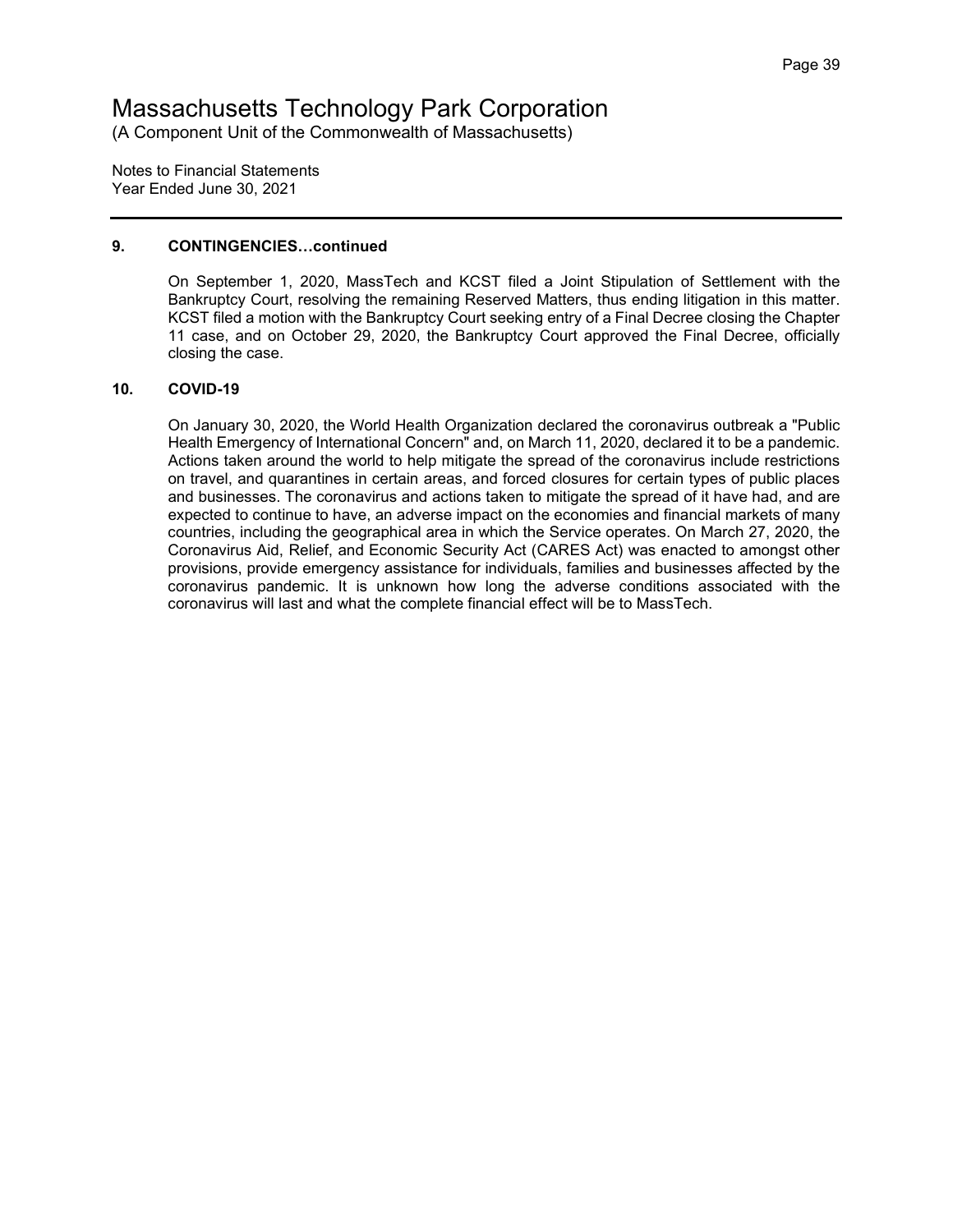# Massachusetts Technology Park Corporation

(A Component Unit of the Commonwealth of Massachusetts)

Notes to Financial Statements
Year Ended June 30, 2021

## 9. CONTINGENCIES…continued

On September 1, 2020, MassTech and KCST filed a Joint Stipulation of Settlement with the Bankruptcy Court, resolving the remaining Reserved Matters, thus ending litigation in this matter. KCST filed a motion with the Bankruptcy Court seeking entry of a Final Decree closing the Chapter 11 case, and on October 29, 2020, the Bankruptcy Court approved the Final Decree, officially closing the case.

## 10. COVID-19

On January 30, 2020, the World Health Organization declared the coronavirus outbreak a "Public Health Emergency of International Concern" and, on March 11, 2020, declared it to be a pandemic. Actions taken around the world to help mitigate the spread of the coronavirus include restrictions on travel, and quarantines in certain areas, and forced closures for certain types of public places and businesses. The coronavirus and actions taken to mitigate the spread of it have had, and are expected to continue to have, an adverse impact on the economies and financial markets of many countries, including the geographical area in which the Service operates. On March 27, 2020, the Coronavirus Aid, Relief, and Economic Security Act (CARES Act) was enacted to amongst other provisions, provide emergency assistance for individuals, families and businesses affected by the coronavirus pandemic. It is unknown how long the adverse conditions associated with the coronavirus will last and what the complete financial effect will be to MassTech.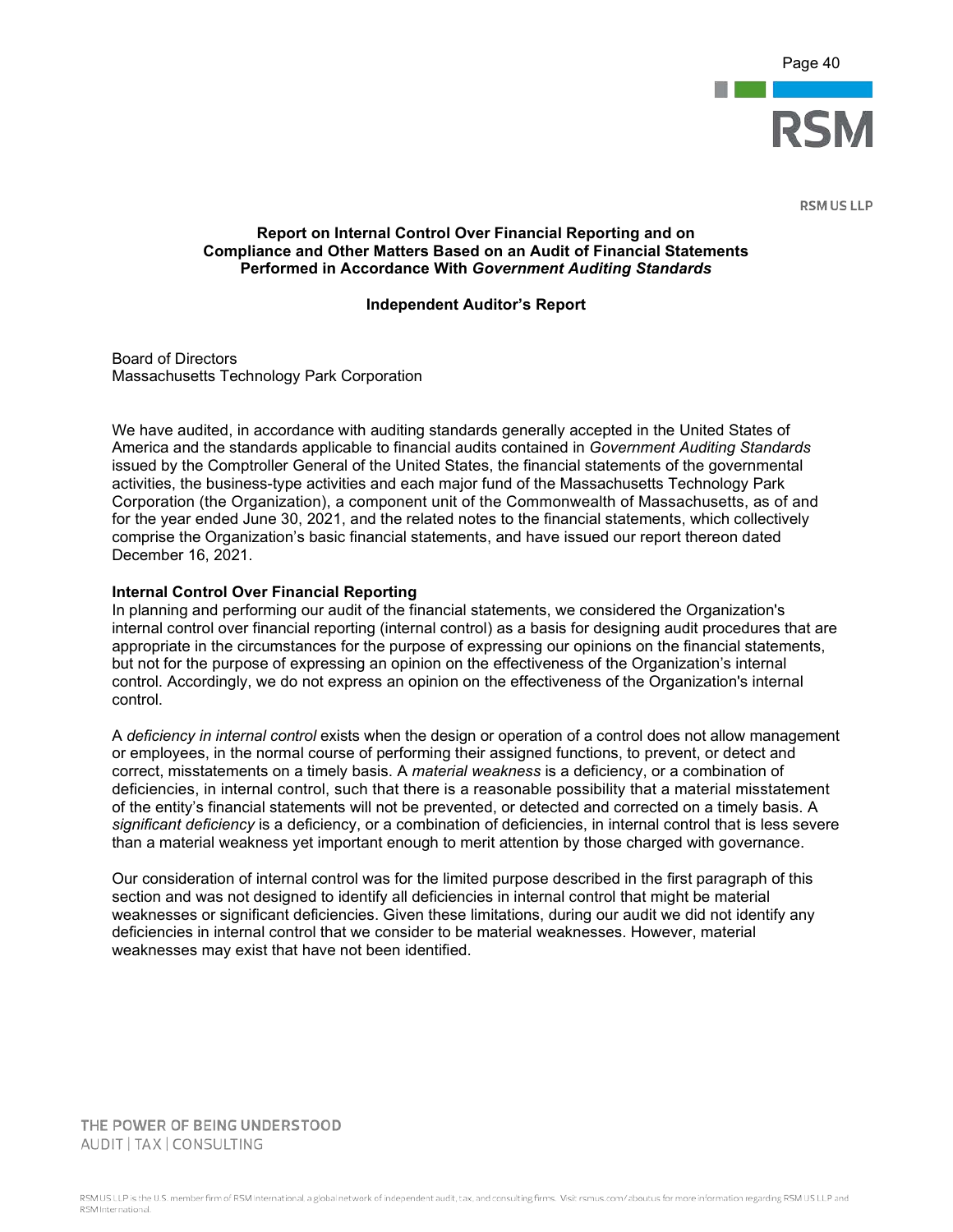RSM US LLP

**Report on Internal Control Over Financial Reporting and on Compliance and Other Matters Based on an Audit of Financial Statements Performed in Accordance With *Government Auditing Standards***

**Independent Auditor's Report**

Board of Directors
Massachusetts Technology Park Corporation

We have audited, in accordance with auditing standards generally accepted in the United States of America and the standards applicable to financial audits contained in *Government Auditing Standards* issued by the Comptroller General of the United States, the financial statements of the governmental activities, the business-type activities and each major fund of the Massachusetts Technology Park Corporation (the Organization), a component unit of the Commonwealth of Massachusetts, as of and for the year ended June 30, 2021, and the related notes to the financial statements, which collectively comprise the Organization's basic financial statements, and have issued our report thereon dated December 16, 2021.

**Internal Control Over Financial Reporting**

In planning and performing our audit of the financial statements, we considered the Organization's internal control over financial reporting (internal control) as a basis for designing audit procedures that are appropriate in the circumstances for the purpose of expressing our opinions on the financial statements, but not for the purpose of expressing an opinion on the effectiveness of the Organization's internal control. Accordingly, we do not express an opinion on the effectiveness of the Organization's internal control.

A *deficiency in internal control* exists when the design or operation of a control does not allow management or employees, in the normal course of performing their assigned functions, to prevent, or detect and correct, misstatements on a timely basis. A *material weakness* is a deficiency, or a combination of deficiencies, in internal control, such that there is a reasonable possibility that a material misstatement of the entity's financial statements will not be prevented, or detected and corrected on a timely basis. A *significant deficiency* is a deficiency, or a combination of deficiencies, in internal control that is less severe than a material weakness yet important enough to merit attention by those charged with governance.

Our consideration of internal control was for the limited purpose described in the first paragraph of this section and was not designed to identify all deficiencies in internal control that might be material weaknesses or significant deficiencies. Given these limitations, during our audit we did not identify any deficiencies in internal control that we consider to be material weaknesses. However, material weaknesses may exist that have not been identified.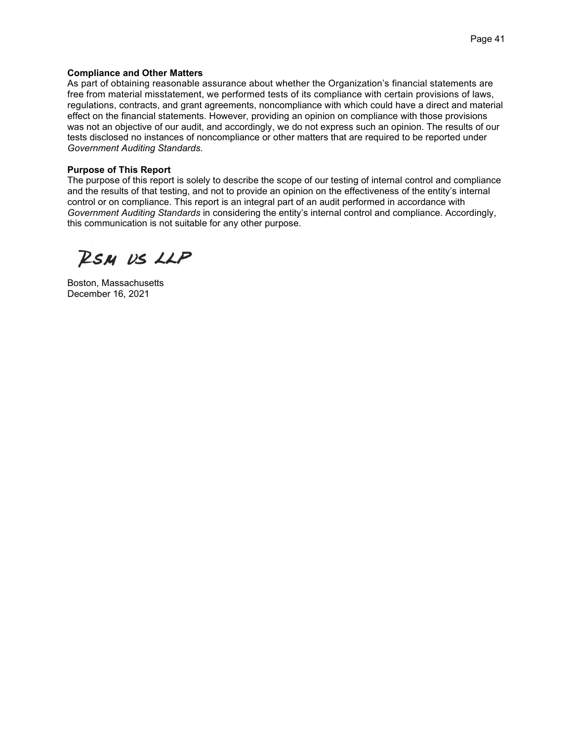**Compliance and Other Matters**

As part of obtaining reasonable assurance about whether the Organization's financial statements are free from material misstatement, we performed tests of its compliance with certain provisions of laws, regulations, contracts, and grant agreements, noncompliance with which could have a direct and material effect on the financial statements. However, providing an opinion on compliance with those provisions was not an objective of our audit, and accordingly, we do not express such an opinion. The results of our tests disclosed no instances of noncompliance or other matters that are required to be reported under *Government Auditing Standards*.

**Purpose of This Report**

The purpose of this report is solely to describe the scope of our testing of internal control and compliance and the results of that testing, and not to provide an opinion on the effectiveness of the entity's internal control or on compliance. This report is an integral part of an audit performed in accordance with *Government Auditing Standards* in considering the entity's internal control and compliance. Accordingly, this communication is not suitable for any other purpose.

RSM US LLP

Boston, Massachusetts
December 16, 2021